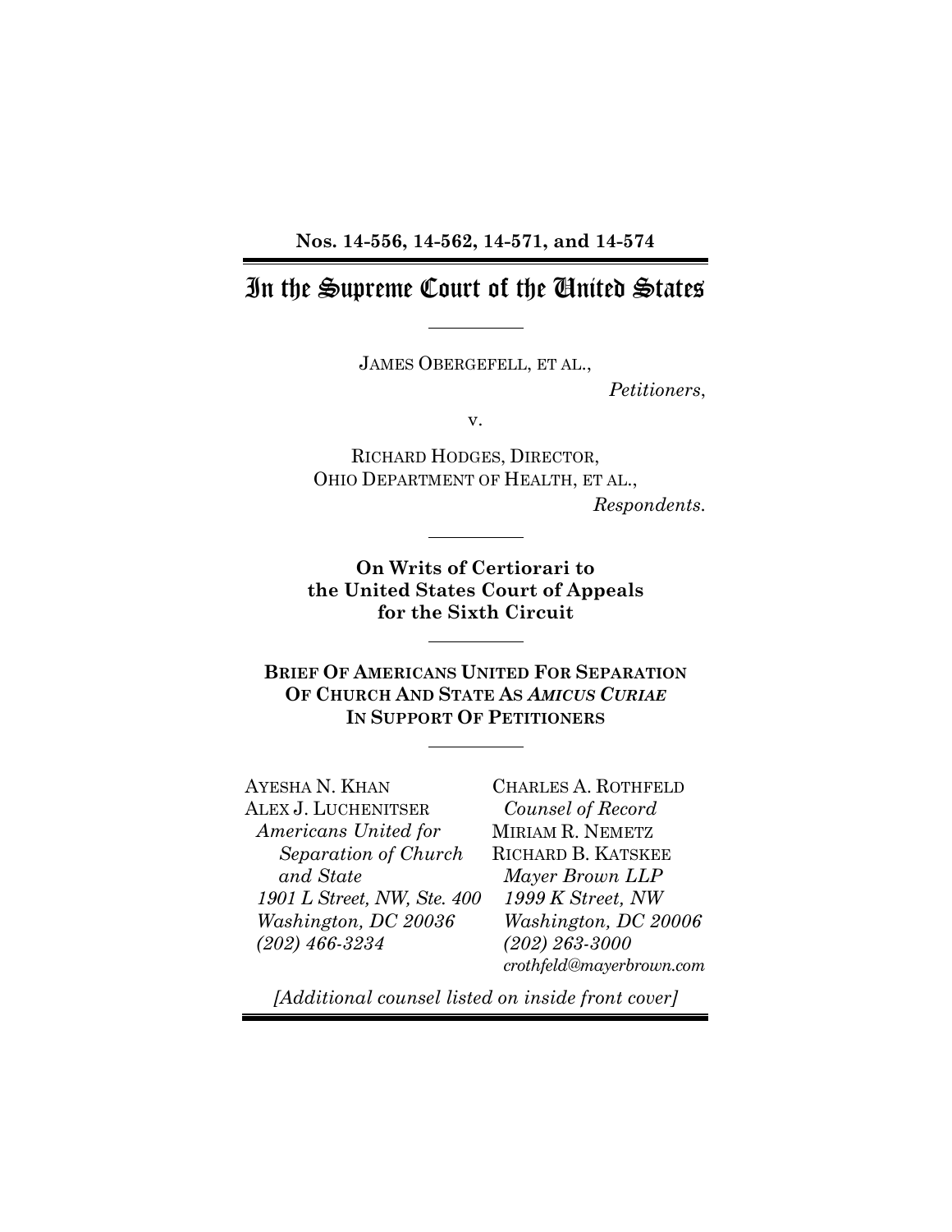**Nos. 14-556, 14-562, 14-571, and 14-574**

# In the Supreme Court of the United States

JAMES OBERGEFELL, ET AL.,

*Petitioners*,

v.

RICHARD HODGES, DIRECTOR,
OHIO DEPARTMENT OF HEALTH, ET AL.,

*Respondents*.

**On Writs of Certiorari to the United States Court of Appeals for the Sixth Circuit**

**BRIEF OF AMERICANS UNITED FOR SEPARATION OF CHURCH AND STATE AS *AMICUS CURIAE* IN SUPPORT OF PETITIONERS**

AYESHA N. KHAN
ALEX J. LUCHENITSER
*Americans United for Separation of Church and State*
*1901 L Street, NW, Ste. 400*
*Washington, DC 20036*
*(202) 466-3234*

CHARLES A. ROTHFELD
*Counsel of Record*
MIRIAM R. NEMETZ
RICHARD B. KATSKEE
*Mayer Brown LLP*
*1999 K Street, NW*
*Washington, DC 20006*
*(202) 263-3000*
*crothfeld@mayerbrown.com*

*[Additional counsel listed on inside front cover]*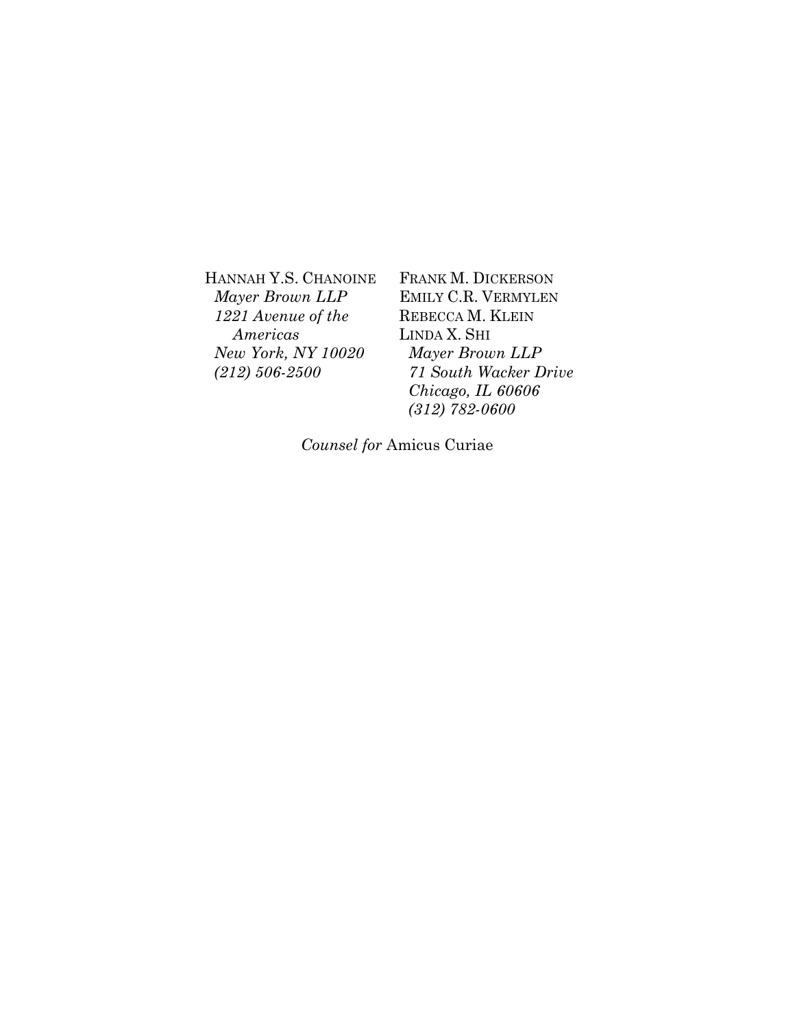HANNAH Y.S. CHANOINE  
*Mayer Brown LLP*  
*1221 Avenue of the Americas*  
*New York, NY 10020*  
*(212) 506-2500*

FRANK M. DICKERSON  
EMILY C.R. VERMYLEN  
REBECCA M. KLEIN  
LINDA X. SHI  
*Mayer Brown LLP*  
*71 South Wacker Drive*  
*Chicago, IL 60606*  
*(312) 782-0600*

*Counsel for* Amicus Curiae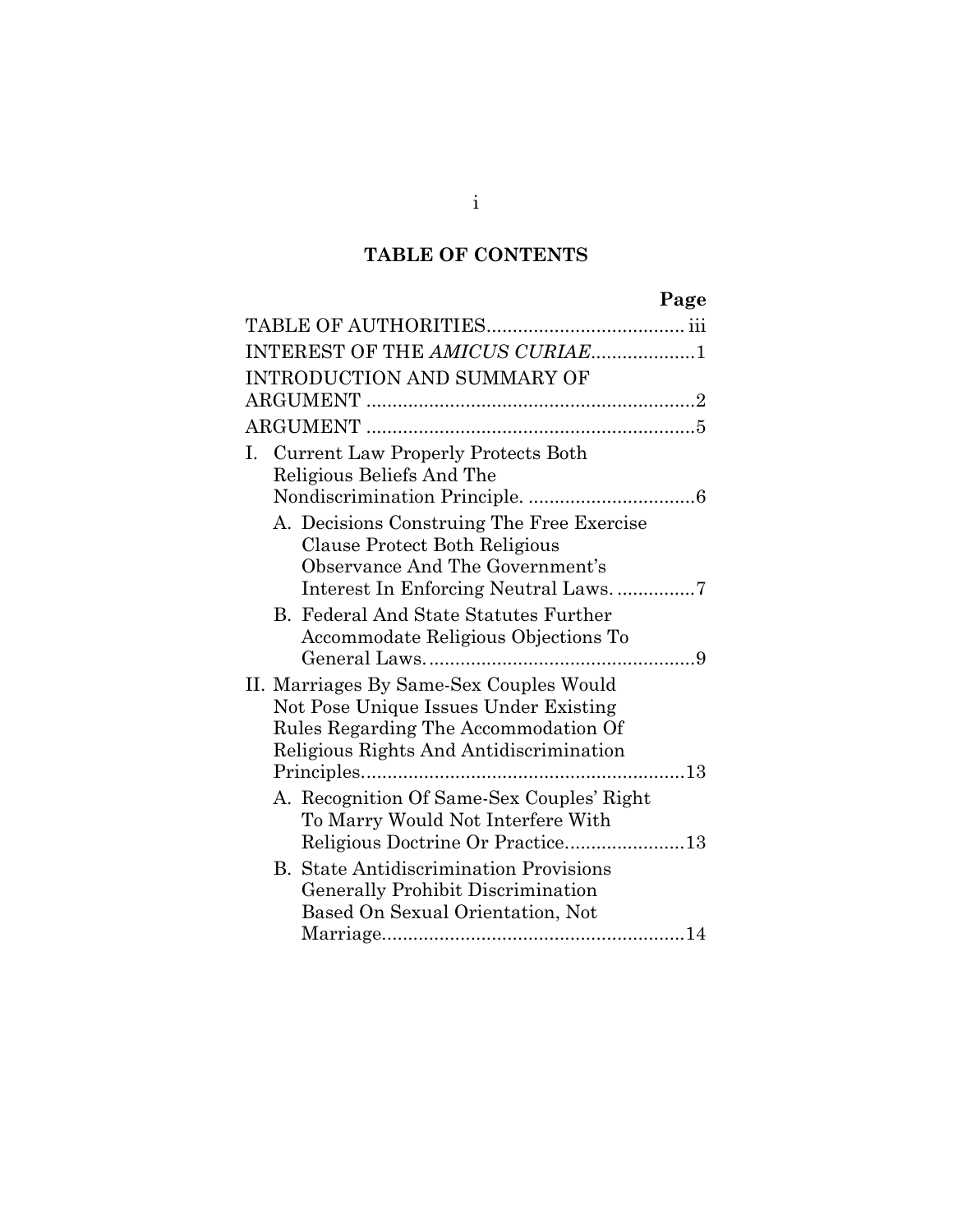# TABLE OF CONTENTS

| | Page |
|---|---|
| TABLE OF AUTHORITIES | iii |
| INTEREST OF THE *AMICUS CURIAE* | 1 |
| INTRODUCTION AND SUMMARY OF ARGUMENT | 2 |
| ARGUMENT | 5 |
| I. Current Law Properly Protects Both Religious Beliefs And The Nondiscrimination Principle. | 6 |
| A. Decisions Construing The Free Exercise Clause Protect Both Religious Observance And The Government's Interest In Enforcing Neutral Laws. | 7 |
| B. Federal And State Statutes Further Accommodate Religious Objections To General Laws. | 9 |
| II. Marriages By Same-Sex Couples Would Not Pose Unique Issues Under Existing Rules Regarding The Accommodation Of Religious Rights And Antidiscrimination Principles. | 13 |
| A. Recognition Of Same-Sex Couples' Right To Marry Would Not Interfere With Religious Doctrine Or Practice. | 13 |
| B. State Antidiscrimination Provisions Generally Prohibit Discrimination Based On Sexual Orientation, Not Marriage. | 14 |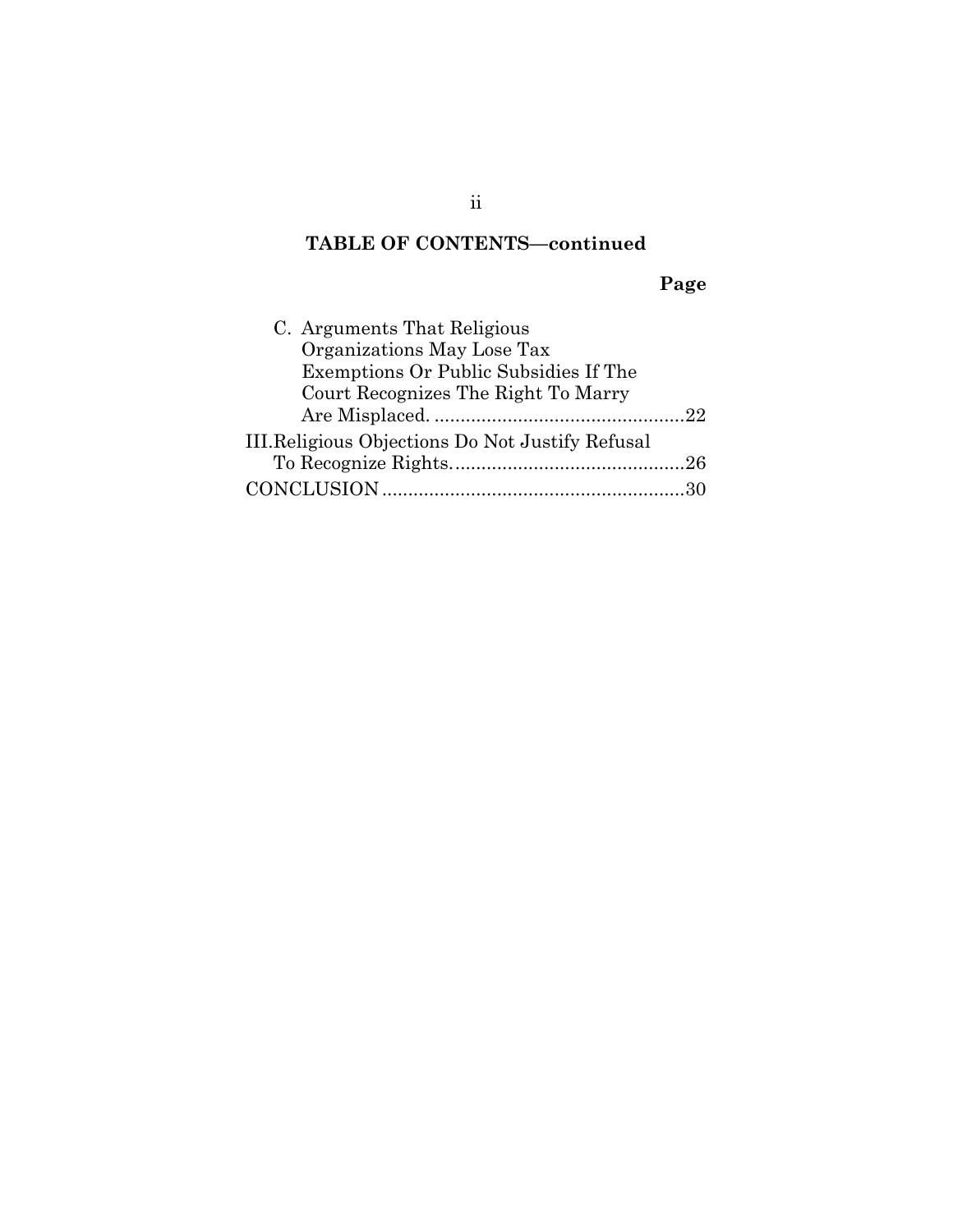## TABLE OF CONTENTS—continued

**Page**

- C. Arguments That Religious Organizations May Lose Tax Exemptions Or Public Subsidies If The Court Recognizes The Right To Marry Are Misplaced. ................................................22
- III. Religious Objections Do Not Justify Refusal To Recognize Rights. ............................................26
- CONCLUSION ..........................................................30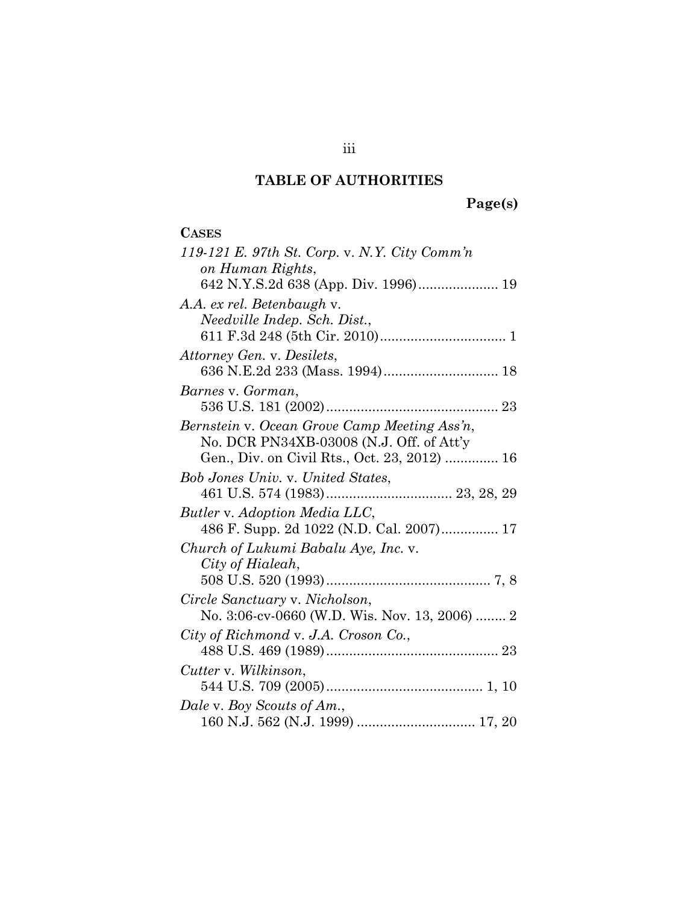# TABLE OF AUTHORITIES

**Page(s)**

**CASES**

*119-121 E. 97th St. Corp.* v. *N.Y. City Comm'n on Human Rights*,
642 N.Y.S.2d 638 (App. Div. 1996)..................... 19

*A.A. ex rel. Betenbaugh* v. *Needville Indep. Sch. Dist.*,
611 F.3d 248 (5th Cir. 2010)................................. 1

*Attorney Gen.* v. *Desilets*,
636 N.E.2d 233 (Mass. 1994).............................. 18

*Barnes* v. *Gorman*,
536 U.S. 181 (2002)............................................. 23

*Bernstein* v. *Ocean Grove Camp Meeting Ass'n*,
No. DCR PN34XB-03008 (N.J. Off. of Att'y Gen., Div. on Civil Rts., Oct. 23, 2012) .............. 16

*Bob Jones Univ.* v. *United States*,
461 U.S. 574 (1983)................................. 23, 28, 29

*Butler* v. *Adoption Media LLC*,
486 F. Supp. 2d 1022 (N.D. Cal. 2007)............... 17

*Church of Lukumi Babalu Aye, Inc.* v. *City of Hialeah*,
508 U.S. 520 (1993)........................................... 7, 8

*Circle Sanctuary* v. *Nicholson*,
No. 3:06-cv-0660 (W.D. Wis. Nov. 13, 2006) ........ 2

*City of Richmond* v. *J.A. Croson Co.*,
488 U.S. 469 (1989)............................................. 23

*Cutter* v. *Wilkinson*,
544 U.S. 709 (2005)......................................... 1, 10

*Dale* v. *Boy Scouts of Am.*,
160 N.J. 562 (N.J. 1999) ............................... 17, 20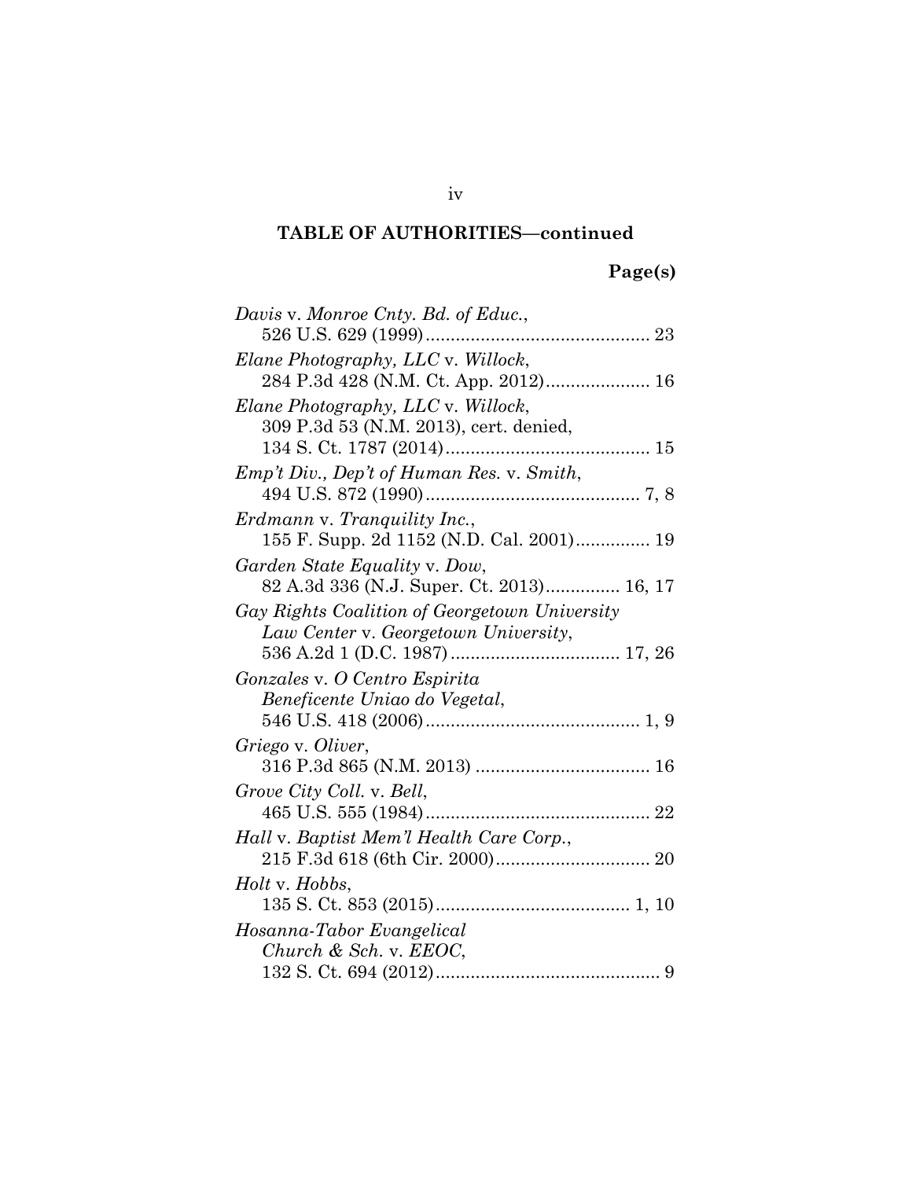## TABLE OF AUTHORITIES—continued

**Page(s)**

*Davis* v. *Monroe Cnty. Bd. of Educ.*, 526 U.S. 629 (1999) .......................................... 23

*Elane Photography, LLC* v. *Willock*, 284 P.3d 428 (N.M. Ct. App. 2012) ..................... 16

*Elane Photography, LLC* v. *Willock*, 309 P.3d 53 (N.M. 2013), cert. denied, 134 S. Ct. 1787 (2014) ......................................... 15

*Emp't Div., Dep't of Human Res.* v. *Smith*, 494 U.S. 872 (1990) ........................................... 7, 8

*Erdmann* v. *Tranquility Inc.*, 155 F. Supp. 2d 1152 (N.D. Cal. 2001) ............... 19

*Garden State Equality* v. *Dow*, 82 A.3d 336 (N.J. Super. Ct. 2013) ............... 16, 17

*Gay Rights Coalition of Georgetown University Law Center* v. *Georgetown University*, 536 A.2d 1 (D.C. 1987) .................................. 17, 26

*Gonzales* v. *O Centro Espirita Beneficente Uniao do Vegetal*, 546 U.S. 418 (2006) ........................................... 1, 9

*Griego* v. *Oliver*, 316 P.3d 865 (N.M. 2013) ................................... 16

*Grove City Coll.* v. *Bell*, 465 U.S. 555 (1984) ............................................. 22

*Hall* v. *Baptist Mem'l Health Care Corp.*, 215 F.3d 618 (6th Cir. 2000) ............................... 20

*Holt* v. *Hobbs*, 135 S. Ct. 853 (2015) ....................................... 1, 10

*Hosanna-Tabor Evangelical Church & Sch.* v. *EEOC*, 132 S. Ct. 694 (2012) ............................................. 9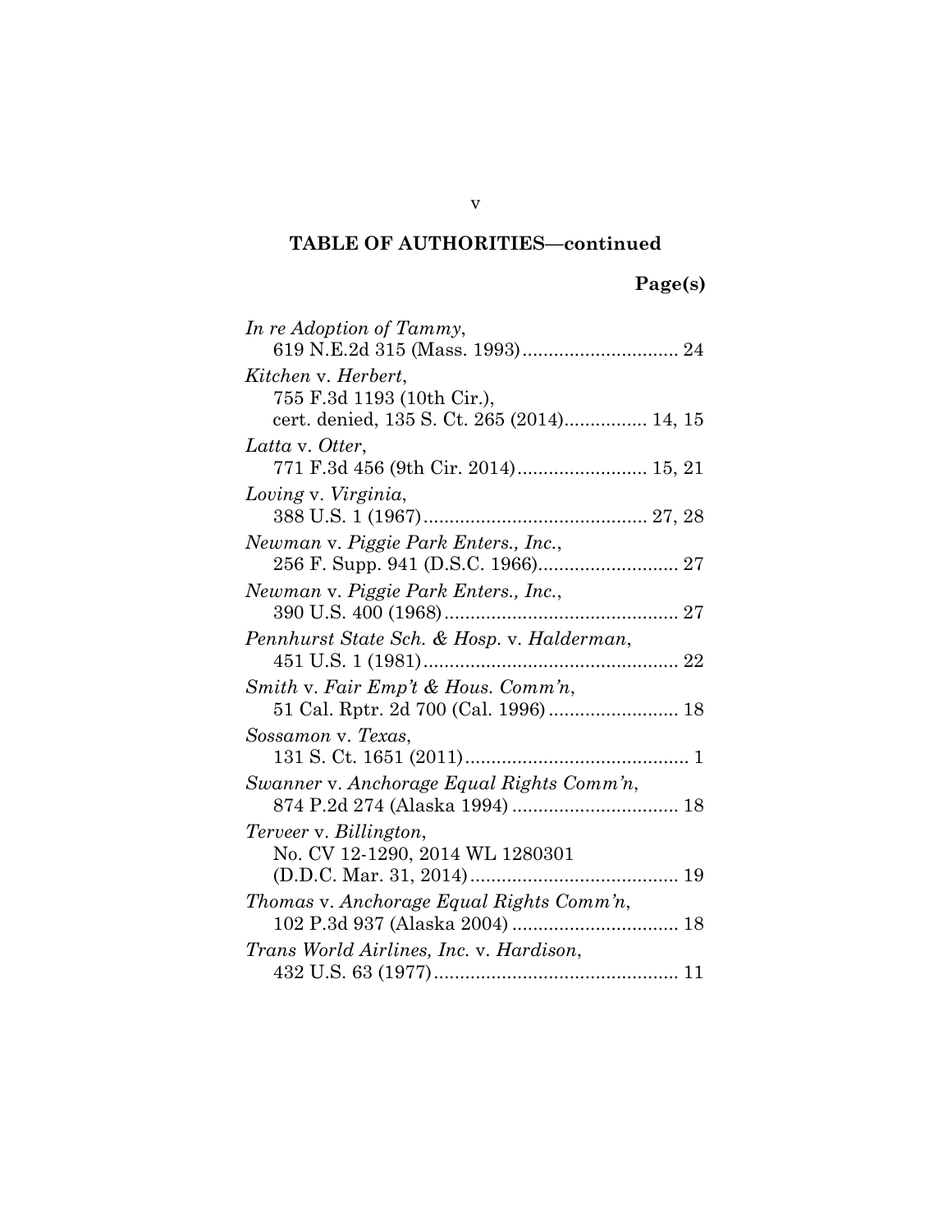**TABLE OF AUTHORITIES—continued**

**Page(s)**

*In re Adoption of Tammy*,
619 N.E.2d 315 (Mass. 1993)............................. 24

*Kitchen* v. *Herbert*,
755 F.3d 1193 (10th Cir.),
cert. denied, 135 S. Ct. 265 (2014)................ 14, 15

*Latta* v. *Otter*,
771 F.3d 456 (9th Cir. 2014)......................... 15, 21

*Loving* v. *Virginia*,
388 U.S. 1 (1967)........................................... 27, 28

*Newman* v. *Piggie Park Enters., Inc.*,
256 F. Supp. 941 (D.S.C. 1966)........................... 27

*Newman* v. *Piggie Park Enters., Inc.*,
390 U.S. 400 (1968)............................................. 27

*Pennhurst State Sch. & Hosp.* v. *Halderman*,
451 U.S. 1 (1981)................................................. 22

*Smith* v. *Fair Emp't & Hous. Comm'n*,
51 Cal. Rptr. 2d 700 (Cal. 1996)......................... 18

*Sossamon* v. *Texas*,
131 S. Ct. 1651 (2011)........................................... 1

*Swanner* v. *Anchorage Equal Rights Comm'n*,
874 P.2d 274 (Alaska 1994)................................ 18

*Terveer* v. *Billington*,
No. CV 12-1290, 2014 WL 1280301
(D.D.C. Mar. 31, 2014)........................................ 19

*Thomas* v. *Anchorage Equal Rights Comm'n*,
102 P.3d 937 (Alaska 2004)................................ 18

*Trans World Airlines, Inc.* v. *Hardison*,
432 U.S. 63 (1977)............................................... 11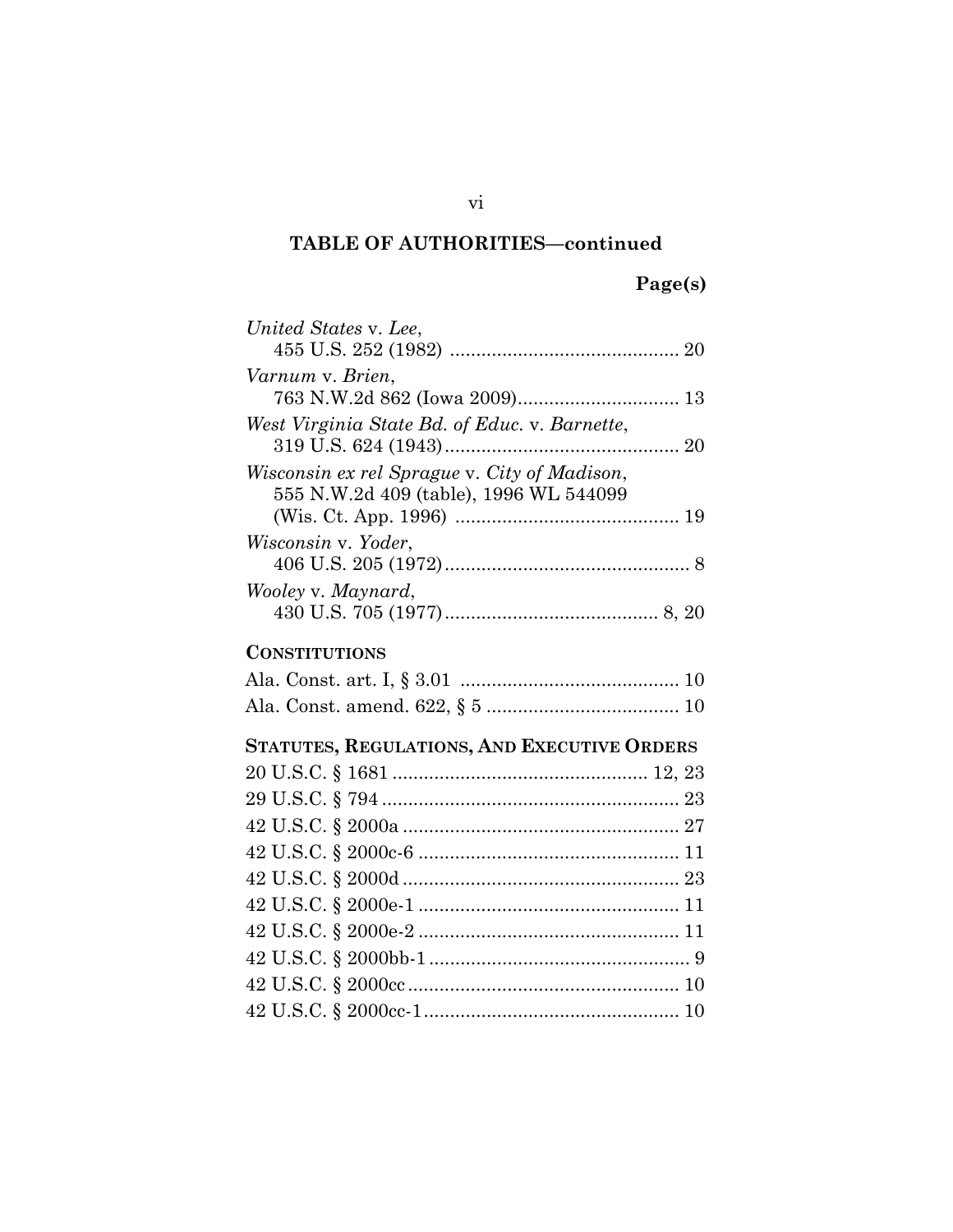**TABLE OF AUTHORITIES—continued**

**Page(s)**

*United States* v. *Lee*,
455 U.S. 252 (1982) ........................................... 20

*Varnum* v. *Brien*,
763 N.W.2d 862 (Iowa 2009).............................. 13

*West Virginia State Bd. of Educ.* v. *Barnette*,
319 U.S. 624 (1943)............................................ 20

*Wisconsin ex rel Sprague* v. *City of Madison*,
555 N.W.2d 409 (table), 1996 WL 544099
(Wis. Ct. App. 1996) .......................................... 19

*Wisconsin* v. *Yoder*,
406 U.S. 205 (1972).............................................. 8

*Wooley* v. *Maynard*,
430 U.S. 705 (1977)........................................ 8, 20

**CONSTITUTIONS**

Ala. Const. art. I, § 3.01 ......................................... 10

Ala. Const. amend. 622, § 5 .................................... 10

**STATUTES, REGULATIONS, AND EXECUTIVE ORDERS**

20 U.S.C. § 1681 ................................................ 12, 23

29 U.S.C. § 794 ........................................................ 23

42 U.S.C. § 2000a .................................................... 27

42 U.S.C. § 2000c-6 ................................................. 11

42 U.S.C. § 2000d .................................................... 23

42 U.S.C. § 2000e-1 ................................................. 11

42 U.S.C. § 2000e-2 ................................................. 11

42 U.S.C. § 2000bb-1 ................................................. 9

42 U.S.C. § 2000cc ................................................... 10

42 U.S.C. § 2000cc-1................................................ 10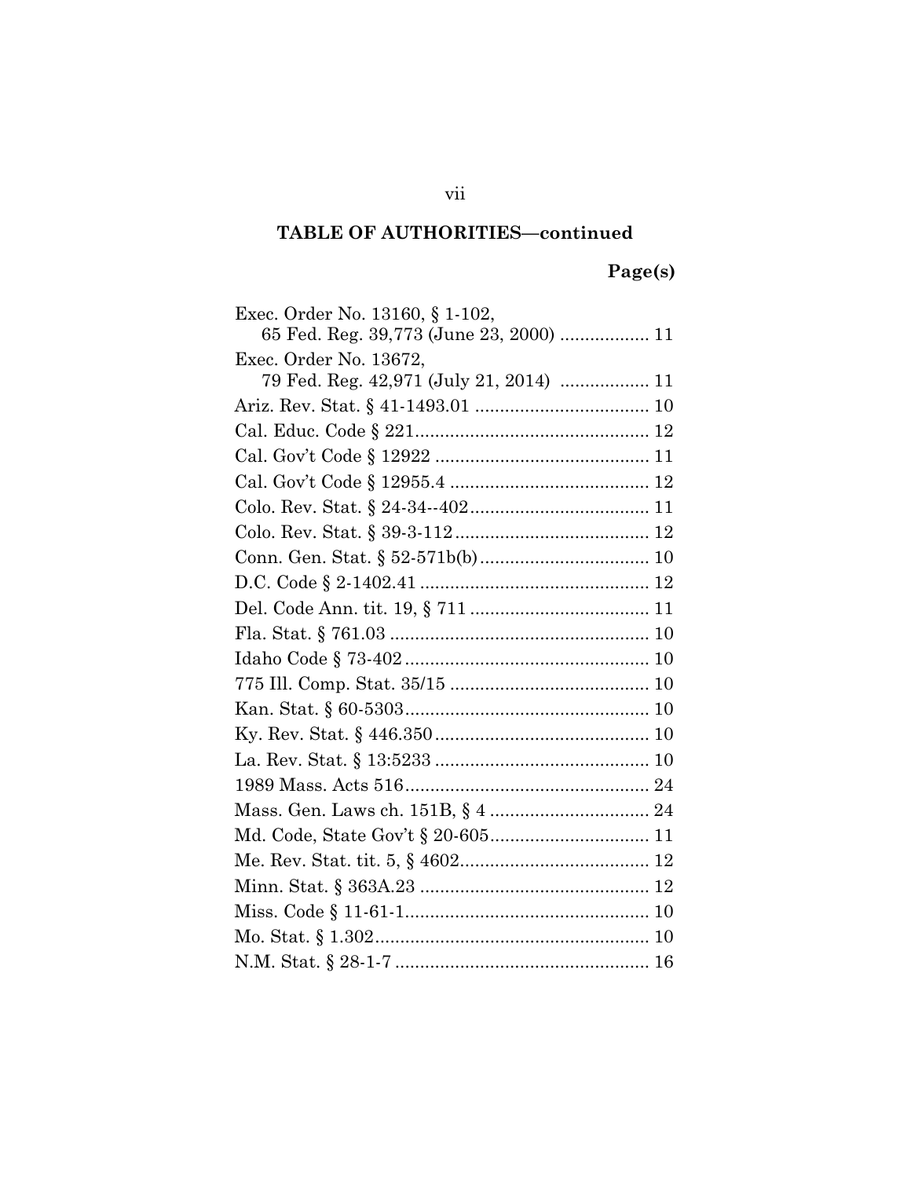## TABLE OF AUTHORITIES—continued

**Page(s)**

Exec. Order No. 13160, § 1-102,
65 Fed. Reg. 39,773 (June 23, 2000) .................. 11

Exec. Order No. 13672,
79 Fed. Reg. 42,971 (July 21, 2014) .................. 11

Ariz. Rev. Stat. § 41-1493.01 .................................... 10

Cal. Educ. Code § 221 ............................................... 12

Cal. Gov't Code § 12922 ........................................... 11

Cal. Gov't Code § 12955.4 ......................................... 12

Colo. Rev. Stat. § 24-34--402 ..................................... 11

Colo. Rev. Stat. § 39-3-112 ........................................ 12

Conn. Gen. Stat. § 52-571b(b) ................................... 10

D.C. Code § 2-1402.41 .............................................. 12

Del. Code Ann. tit. 19, § 711 .................................... 11

Fla. Stat. § 761.03 ..................................................... 10

Idaho Code § 73-402 .................................................. 10

775 Ill. Comp. Stat. 35/15 ......................................... 10

Kan. Stat. § 60-5303 .................................................. 10

Ky. Rev. Stat. § 446.350 ............................................ 10

La. Rev. Stat. § 13:5233 ............................................ 10

1989 Mass. Acts 516 .................................................. 24

Mass. Gen. Laws ch. 151B, § 4 ................................. 24

Md. Code, State Gov't § 20-605 ................................. 11

Me. Rev. Stat. tit. 5, § 4602 ....................................... 12

Minn. Stat. § 363A.23 ............................................... 12

Miss. Code § 11-61-1 .................................................. 10

Mo. Stat. § 1.302 ........................................................ 10

N.M. Stat. § 28-1-7 .................................................... 16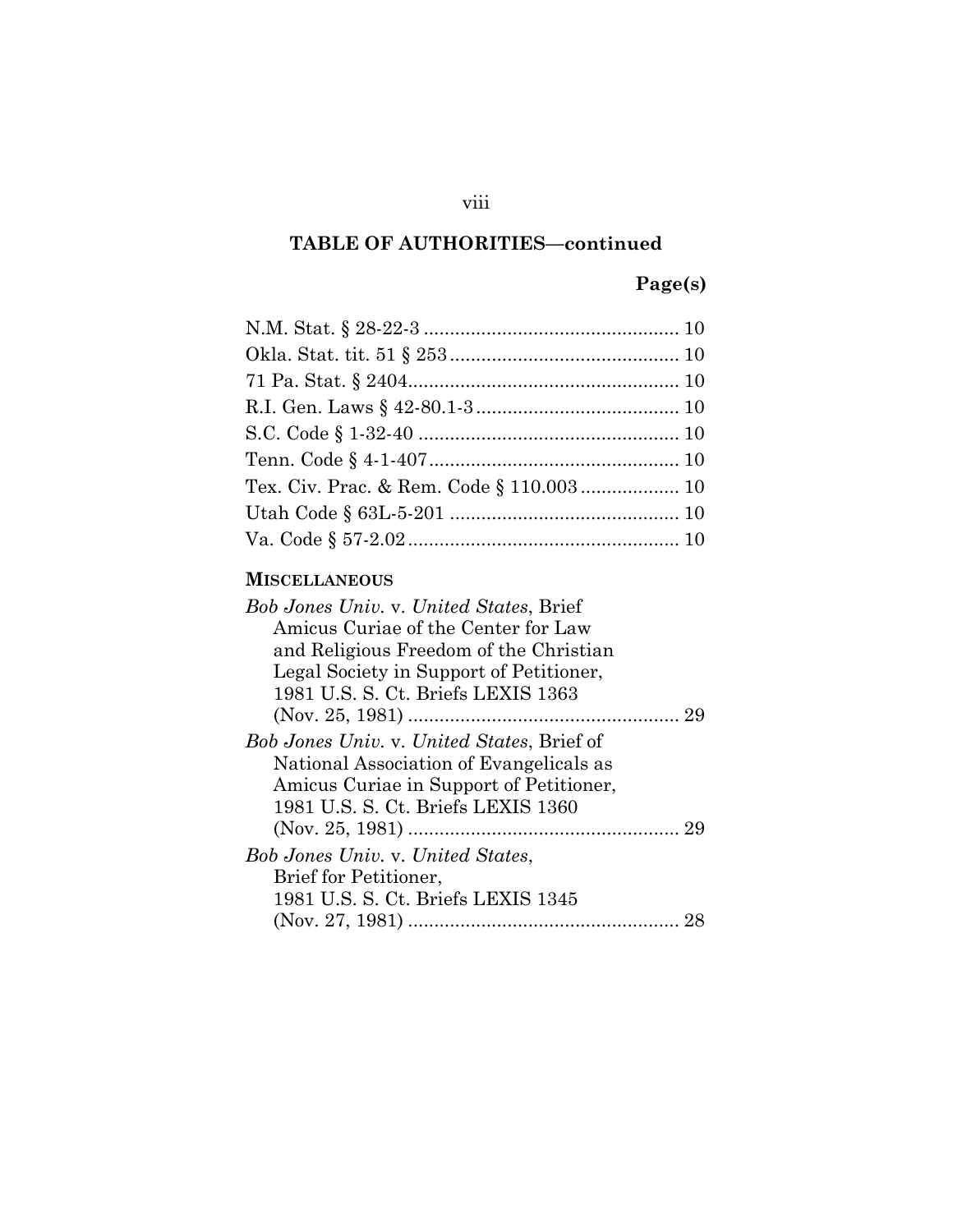## TABLE OF AUTHORITIES—continued

**Page(s)**

N.M. Stat. § 28-22-3 ................................................ 10
Okla. Stat. tit. 51 § 253 ........................................... 10
71 Pa. Stat. § 2404.................................................... 10
R.I. Gen. Laws § 42-80.1-3 ....................................... 10
S.C. Code § 1-32-40 .................................................. 10
Tenn. Code § 4-1-407................................................ 10
Tex. Civ. Prac. & Rem. Code § 110.003 .................. 10
Utah Code § 63L-5-201 ............................................ 10
Va. Code § 57-2.02.................................................... 10

**MISCELLANEOUS**

*Bob Jones Univ.* v. *United States*, Brief Amicus Curiae of the Center for Law and Religious Freedom of the Christian Legal Society in Support of Petitioner, 1981 U.S. S. Ct. Briefs LEXIS 1363 (Nov. 25, 1981) .................................................... 29

*Bob Jones Univ.* v. *United States*, Brief of National Association of Evangelicals as Amicus Curiae in Support of Petitioner, 1981 U.S. S. Ct. Briefs LEXIS 1360 (Nov. 25, 1981) .................................................... 29

*Bob Jones Univ.* v. *United States*, Brief for Petitioner, 1981 U.S. S. Ct. Briefs LEXIS 1345 (Nov. 27, 1981) .................................................... 28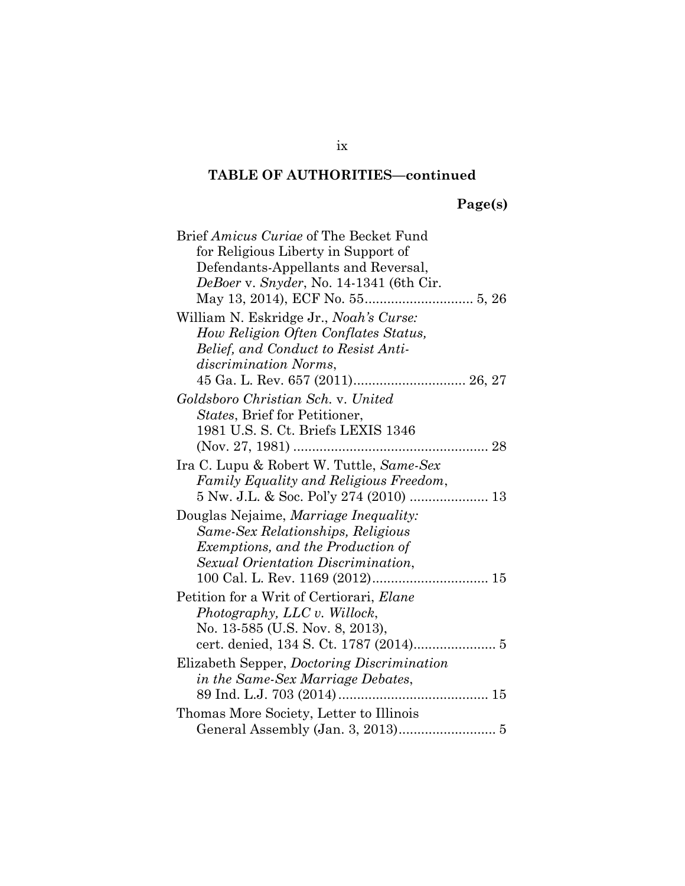**TABLE OF AUTHORITIES—continued**

**Page(s)**

Brief *Amicus Curiae* of The Becket Fund for Religious Liberty in Support of Defendants-Appellants and Reversal, *DeBoer* v. *Snyder*, No. 14-1341 (6th Cir. May 13, 2014), ECF No. 55............................ 5, 26

William N. Eskridge Jr., *Noah's Curse: How Religion Often Conflates Status, Belief, and Conduct to Resist Anti-discrimination Norms*, 45 Ga. L. Rev. 657 (2011)............................. 26, 27

*Goldsboro Christian Sch.* v. *United States*, Brief for Petitioner, 1981 U.S. S. Ct. Briefs LEXIS 1346 (Nov. 27, 1981) .................................................... 28

Ira C. Lupu & Robert W. Tuttle, *Same-Sex Family Equality and Religious Freedom*, 5 Nw. J.L. & Soc. Pol'y 274 (2010) .................... 13

Douglas Nejaime, *Marriage Inequality: Same-Sex Relationships, Religious Exemptions, and the Production of Sexual Orientation Discrimination*, 100 Cal. L. Rev. 1169 (2012)............................... 15

Petition for a Writ of Certiorari, *Elane Photography, LLC v. Willock*, No. 13-585 (U.S. Nov. 8, 2013), cert. denied, 134 S. Ct. 1787 (2014)...................... 5

Elizabeth Sepper, *Doctoring Discrimination in the Same-Sex Marriage Debates*, 89 Ind. L.J. 703 (2014)........................................ 15

Thomas More Society, Letter to Illinois General Assembly (Jan. 3, 2013).......................... 5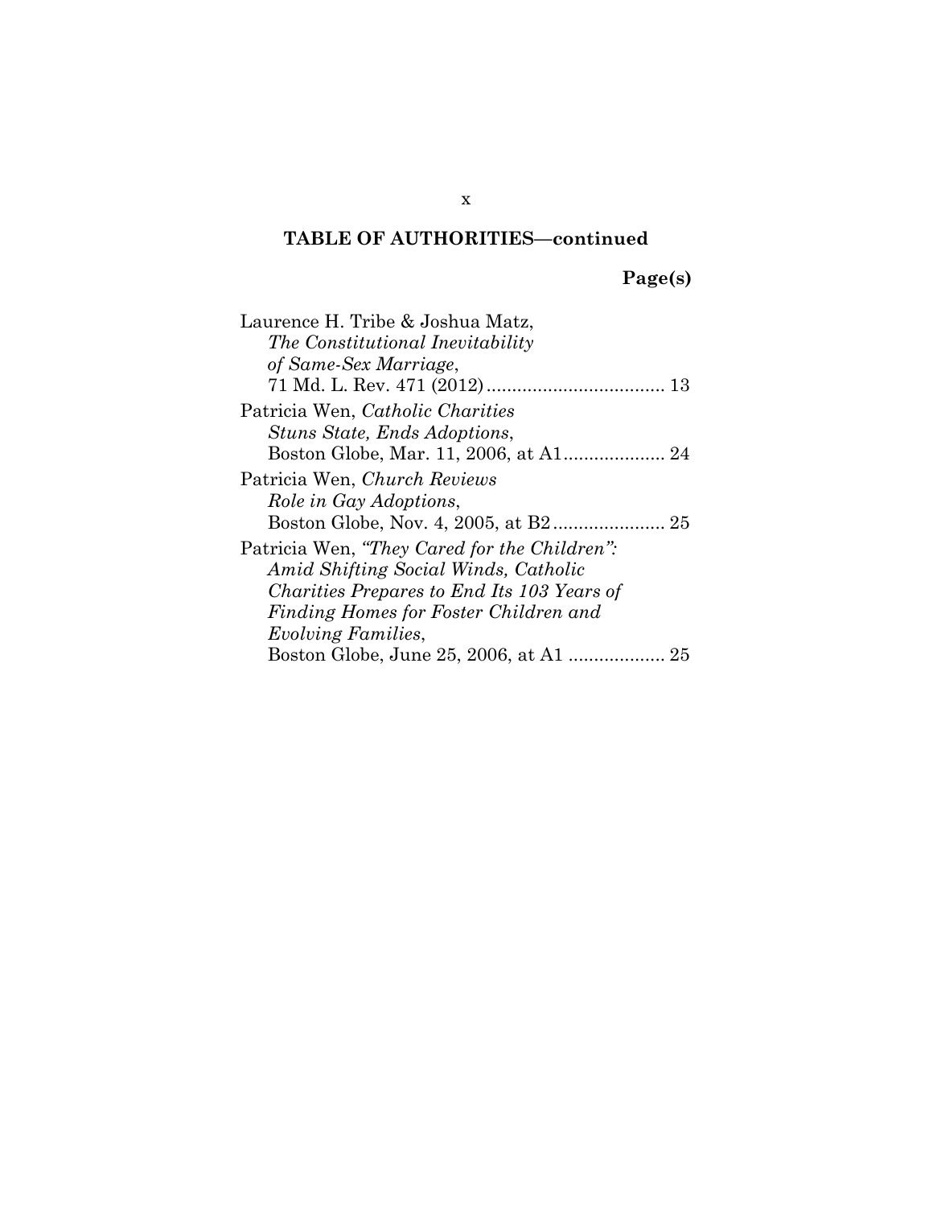**TABLE OF AUTHORITIES—continued**

**Page(s)**

Laurence H. Tribe & Joshua Matz, *The Constitutional Inevitability of Same-Sex Marriage*, 71 Md. L. Rev. 471 (2012) .................................. 13

Patricia Wen, *Catholic Charities Stuns State, Ends Adoptions*, Boston Globe, Mar. 11, 2006, at A1.................... 24

Patricia Wen, *Church Reviews Role in Gay Adoptions*, Boston Globe, Nov. 4, 2005, at B2...................... 25

Patricia Wen, *"They Cared for the Children": Amid Shifting Social Winds, Catholic Charities Prepares to End Its 103 Years of Finding Homes for Foster Children and Evolving Families*, Boston Globe, June 25, 2006, at A1 ................... 25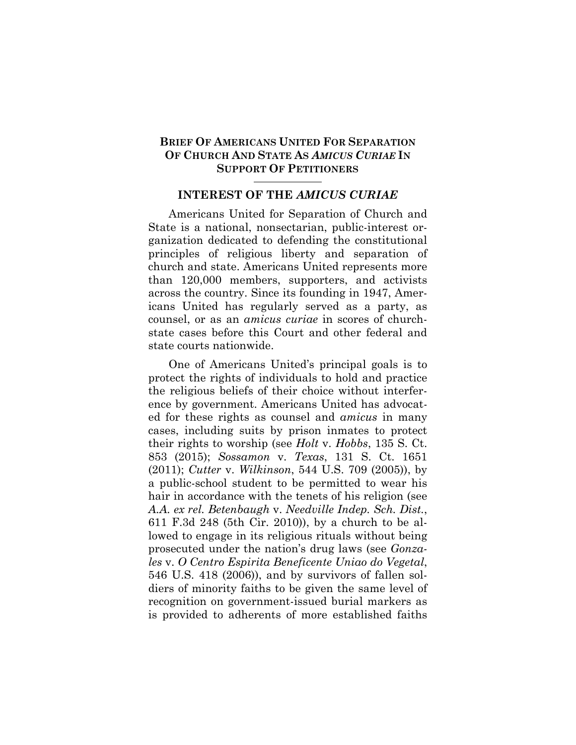**BRIEF OF AMERICANS UNITED FOR SEPARATION OF CHURCH AND STATE AS *AMICUS CURIAE* IN SUPPORT OF PETITIONERS**

## INTEREST OF THE *AMICUS CURIAE*

Americans United for Separation of Church and State is a national, nonsectarian, public-interest organization dedicated to defending the constitutional principles of religious liberty and separation of church and state. Americans United represents more than 120,000 members, supporters, and activists across the country. Since its founding in 1947, Americans United has regularly served as a party, as counsel, or as an *amicus curiae* in scores of church-state cases before this Court and other federal and state courts nationwide.

One of Americans United's principal goals is to protect the rights of individuals to hold and practice the religious beliefs of their choice without interference by government. Americans United has advocated for these rights as counsel and *amicus* in many cases, including suits by prison inmates to protect their rights to worship (see *Holt* v. *Hobbs*, 135 S. Ct. 853 (2015); *Sossamon* v. *Texas*, 131 S. Ct. 1651 (2011); *Cutter* v. *Wilkinson*, 544 U.S. 709 (2005)), by a public-school student to be permitted to wear his hair in accordance with the tenets of his religion (see *A.A. ex rel. Betenbaugh* v. *Needville Indep. Sch. Dist.*, 611 F.3d 248 (5th Cir. 2010)), by a church to be allowed to engage in its religious rituals without being prosecuted under the nation's drug laws (see *Gonzales* v. *O Centro Espirita Beneficente Uniao do Vegetal*, 546 U.S. 418 (2006)), and by survivors of fallen soldiers of minority faiths to be given the same level of recognition on government-issued burial markers as is provided to adherents of more established faiths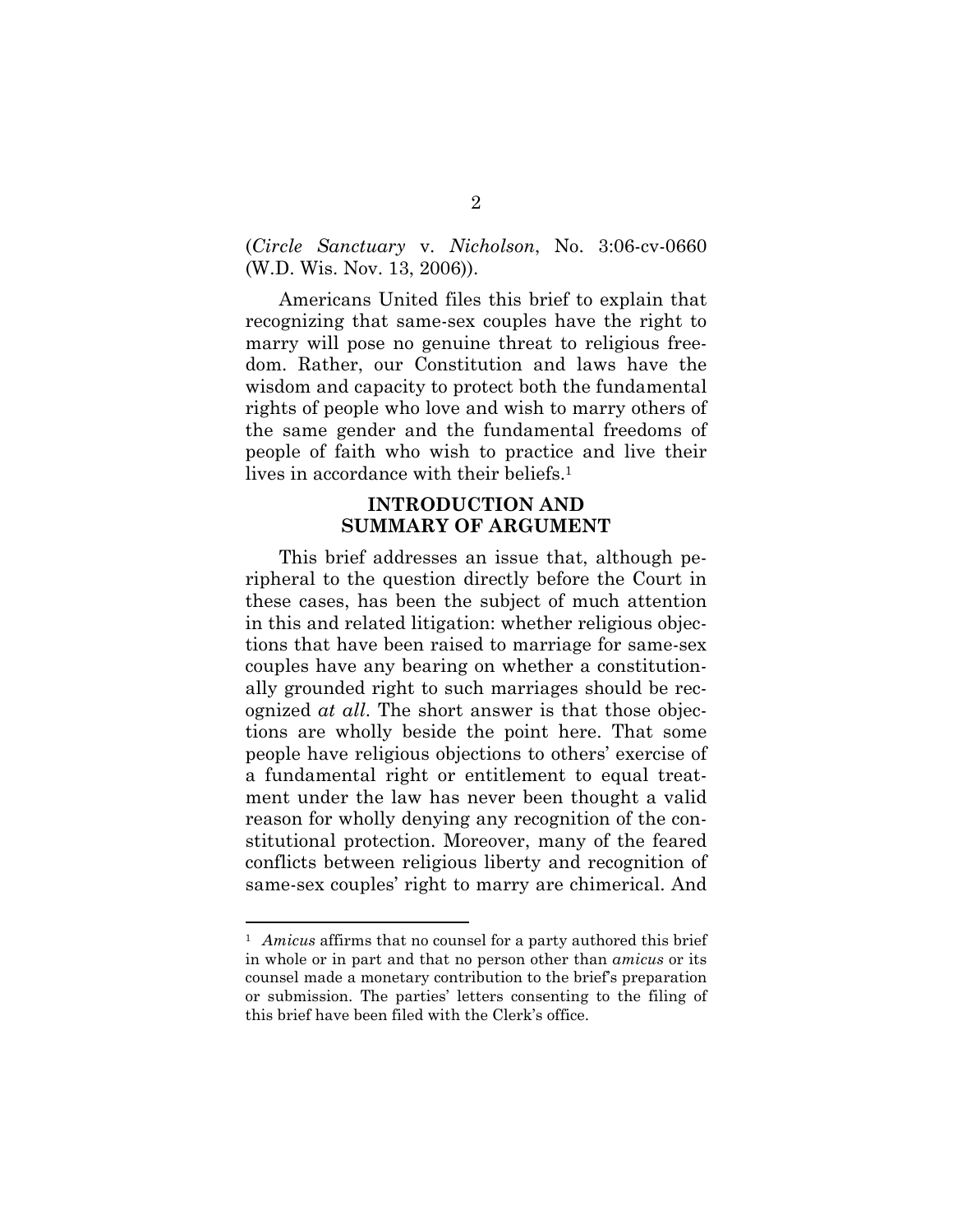(*Circle Sanctuary* v. *Nicholson*, No. 3:06-cv-0660 (W.D. Wis. Nov. 13, 2006)).

Americans United files this brief to explain that recognizing that same-sex couples have the right to marry will pose no genuine threat to religious freedom. Rather, our Constitution and laws have the wisdom and capacity to protect both the fundamental rights of people who love and wish to marry others of the same gender and the fundamental freedoms of people of faith who wish to practice and live their lives in accordance with their beliefs.[1]

## INTRODUCTION AND SUMMARY OF ARGUMENT

This brief addresses an issue that, although peripheral to the question directly before the Court in these cases, has been the subject of much attention in this and related litigation: whether religious objections that have been raised to marriage for same-sex couples have any bearing on whether a constitutionally grounded right to such marriages should be recognized *at all*. The short answer is that those objections are wholly beside the point here. That some people have religious objections to others' exercise of a fundamental right or entitlement to equal treatment under the law has never been thought a valid reason for wholly denying any recognition of the constitutional protection. Moreover, many of the feared conflicts between religious liberty and recognition of same-sex couples' right to marry are chimerical. And

[1] *Amicus* affirms that no counsel for a party authored this brief in whole or in part and that no person other than *amicus* or its counsel made a monetary contribution to the brief's preparation or submission. The parties' letters consenting to the filing of this brief have been filed with the Clerk's office.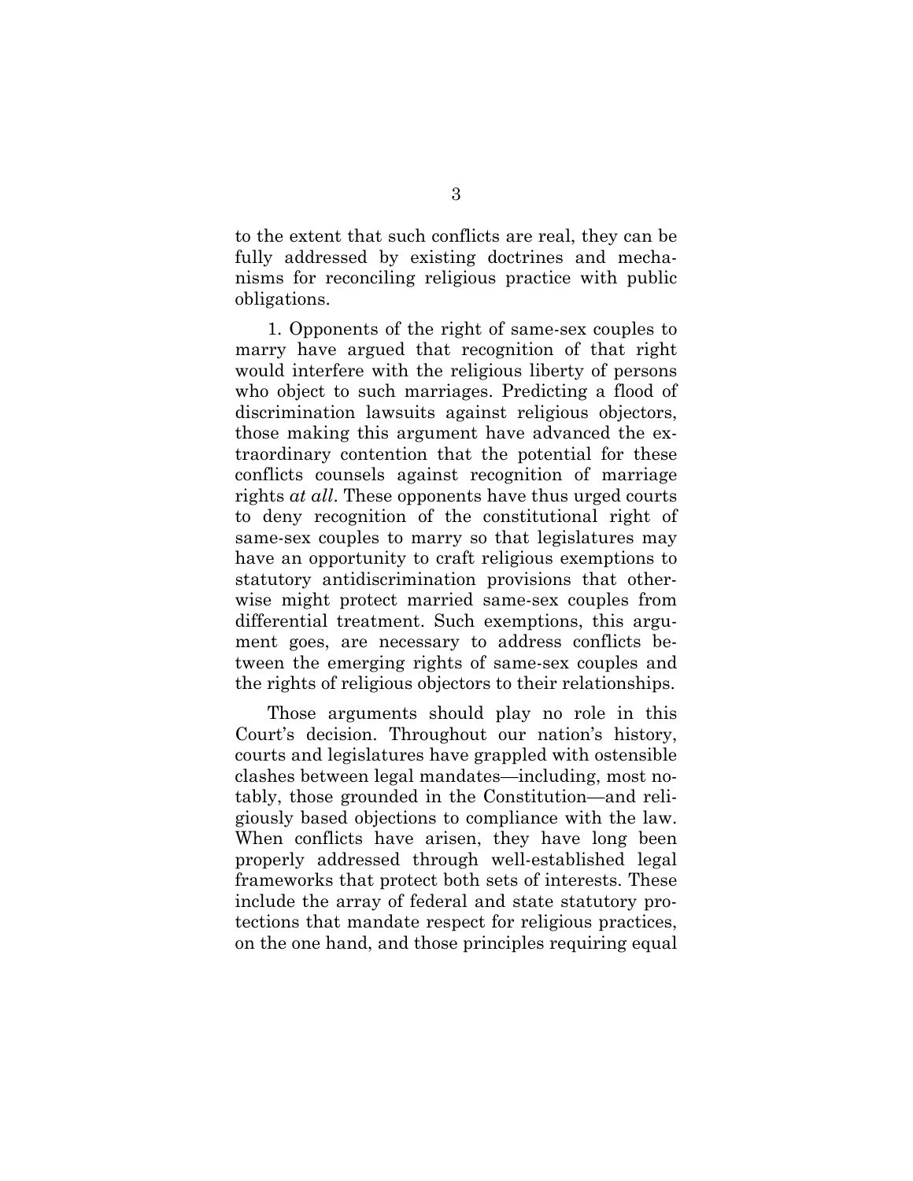to the extent that such conflicts are real, they can be fully addressed by existing doctrines and mechanisms for reconciling religious practice with public obligations.

1. Opponents of the right of same-sex couples to marry have argued that recognition of that right would interfere with the religious liberty of persons who object to such marriages. Predicting a flood of discrimination lawsuits against religious objectors, those making this argument have advanced the extraordinary contention that the potential for these conflicts counsels against recognition of marriage rights *at all*. These opponents have thus urged courts to deny recognition of the constitutional right of same-sex couples to marry so that legislatures may have an opportunity to craft religious exemptions to statutory antidiscrimination provisions that otherwise might protect married same-sex couples from differential treatment. Such exemptions, this argument goes, are necessary to address conflicts between the emerging rights of same-sex couples and the rights of religious objectors to their relationships.

Those arguments should play no role in this Court's decision. Throughout our nation's history, courts and legislatures have grappled with ostensible clashes between legal mandates—including, most notably, those grounded in the Constitution—and religiously based objections to compliance with the law. When conflicts have arisen, they have long been properly addressed through well-established legal frameworks that protect both sets of interests. These include the array of federal and state statutory protections that mandate respect for religious practices, on the one hand, and those principles requiring equal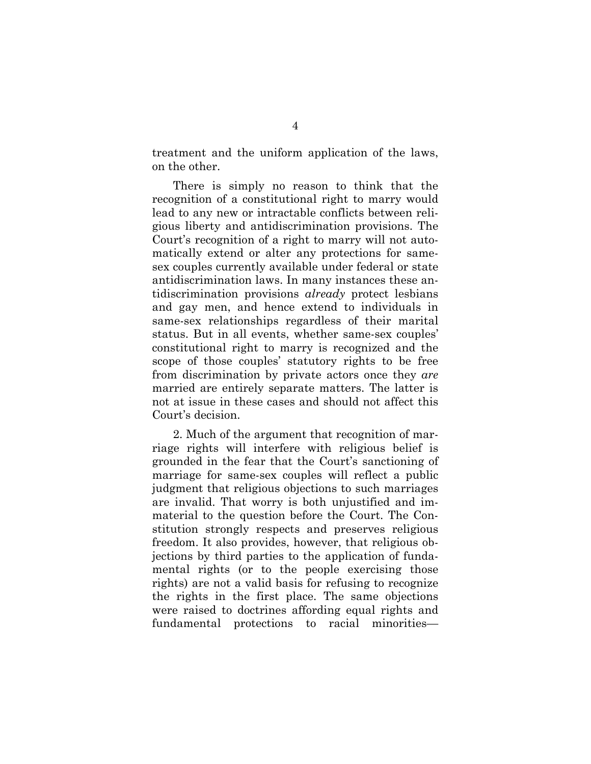treatment and the uniform application of the laws, on the other.

There is simply no reason to think that the recognition of a constitutional right to marry would lead to any new or intractable conflicts between religious liberty and antidiscrimination provisions. The Court's recognition of a right to marry will not automatically extend or alter any protections for same-sex couples currently available under federal or state antidiscrimination laws. In many instances these antidiscrimination provisions *already* protect lesbians and gay men, and hence extend to individuals in same-sex relationships regardless of their marital status. But in all events, whether same-sex couples' constitutional right to marry is recognized and the scope of those couples' statutory rights to be free from discrimination by private actors once they *are* married are entirely separate matters. The latter is not at issue in these cases and should not affect this Court's decision.

2. Much of the argument that recognition of marriage rights will interfere with religious belief is grounded in the fear that the Court's sanctioning of marriage for same-sex couples will reflect a public judgment that religious objections to such marriages are invalid. That worry is both unjustified and immaterial to the question before the Court. The Constitution strongly respects and preserves religious freedom. It also provides, however, that religious objections by third parties to the application of fundamental rights (or to the people exercising those rights) are not a valid basis for refusing to recognize the rights in the first place. The same objections were raised to doctrines affording equal rights and fundamental protections to racial minorities—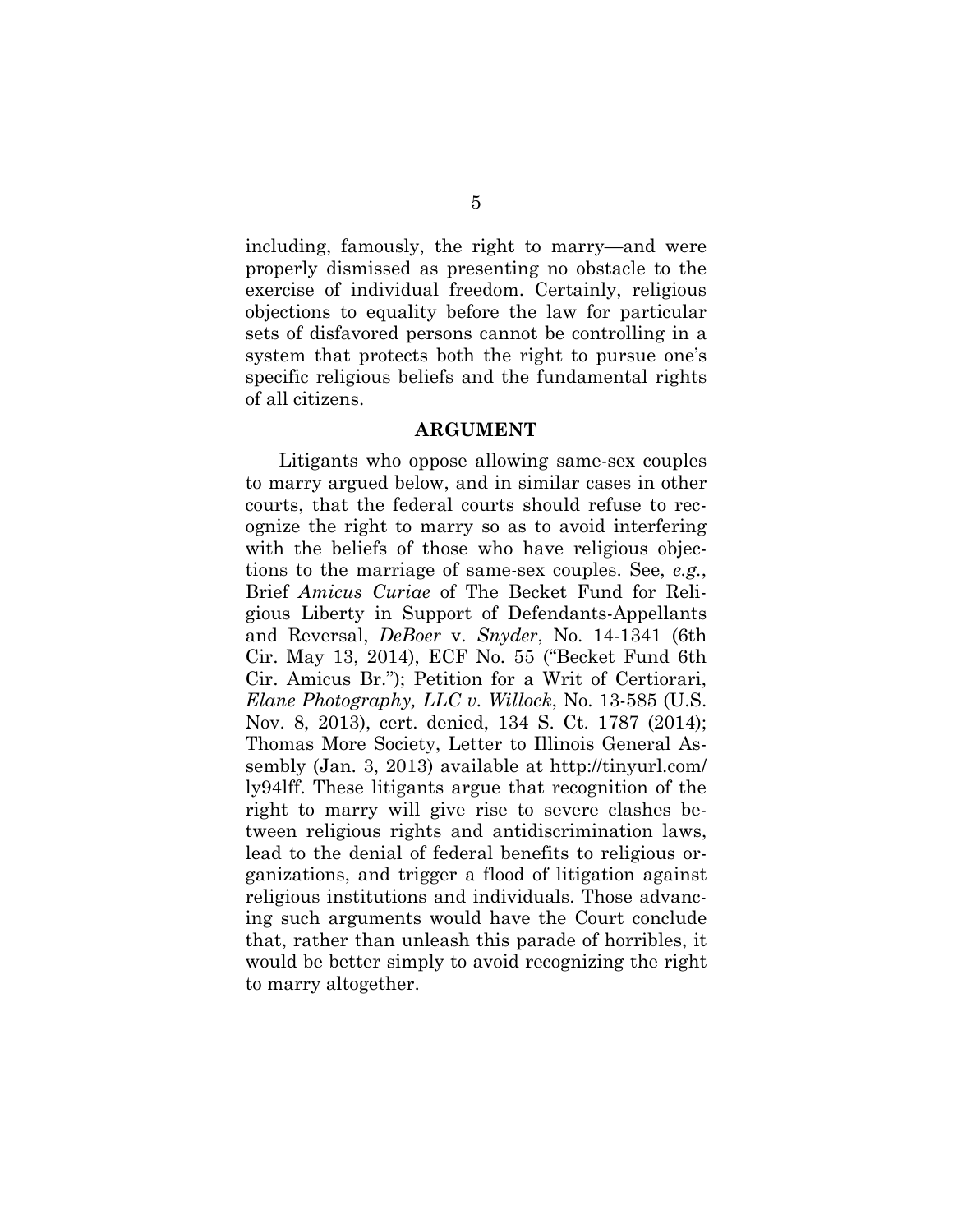including, famously, the right to marry—and were properly dismissed as presenting no obstacle to the exercise of individual freedom. Certainly, religious objections to equality before the law for particular sets of disfavored persons cannot be controlling in a system that protects both the right to pursue one's specific religious beliefs and the fundamental rights of all citizens.

## ARGUMENT

Litigants who oppose allowing same-sex couples to marry argued below, and in similar cases in other courts, that the federal courts should refuse to recognize the right to marry so as to avoid interfering with the beliefs of those who have religious objections to the marriage of same-sex couples. See, *e.g.*, Brief *Amicus Curiae* of The Becket Fund for Religious Liberty in Support of Defendants-Appellants and Reversal, *DeBoer* v. *Snyder*, No. 14-1341 (6th Cir. May 13, 2014), ECF No. 55 ("Becket Fund 6th Cir. Amicus Br."); Petition for a Writ of Certiorari, *Elane Photography, LLC v. Willock*, No. 13-585 (U.S. Nov. 8, 2013), cert. denied, 134 S. Ct. 1787 (2014); Thomas More Society, Letter to Illinois General Assembly (Jan. 3, 2013) available at http://tinyurl.com/ly94lff. These litigants argue that recognition of the right to marry will give rise to severe clashes between religious rights and antidiscrimination laws, lead to the denial of federal benefits to religious organizations, and trigger a flood of litigation against religious institutions and individuals. Those advancing such arguments would have the Court conclude that, rather than unleash this parade of horribles, it would be better simply to avoid recognizing the right to marry altogether.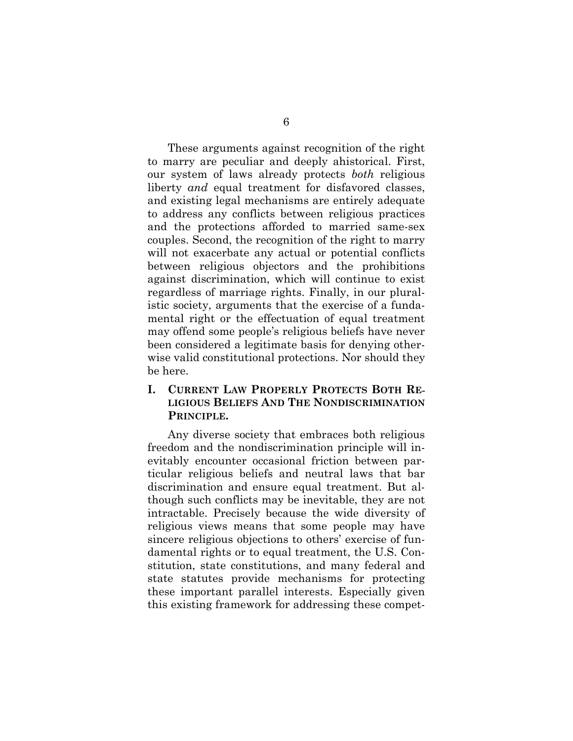These arguments against recognition of the right to marry are peculiar and deeply ahistorical. First, our system of laws already protects *both* religious liberty *and* equal treatment for disfavored classes, and existing legal mechanisms are entirely adequate to address any conflicts between religious practices and the protections afforded to married same-sex couples. Second, the recognition of the right to marry will not exacerbate any actual or potential conflicts between religious objectors and the prohibitions against discrimination, which will continue to exist regardless of marriage rights. Finally, in our pluralistic society, arguments that the exercise of a fundamental right or the effectuation of equal treatment may offend some people's religious beliefs have never been considered a legitimate basis for denying otherwise valid constitutional protections. Nor should they be here.

## I. CURRENT LAW PROPERLY PROTECTS BOTH RELIGIOUS BELIEFS AND THE NONDISCRIMINATION PRINCIPLE.

Any diverse society that embraces both religious freedom and the nondiscrimination principle will inevitably encounter occasional friction between particular religious beliefs and neutral laws that bar discrimination and ensure equal treatment. But although such conflicts may be inevitable, they are not intractable. Precisely because the wide diversity of religious views means that some people may have sincere religious objections to others' exercise of fundamental rights or to equal treatment, the U.S. Constitution, state constitutions, and many federal and state statutes provide mechanisms for protecting these important parallel interests. Especially given this existing framework for addressing these compet-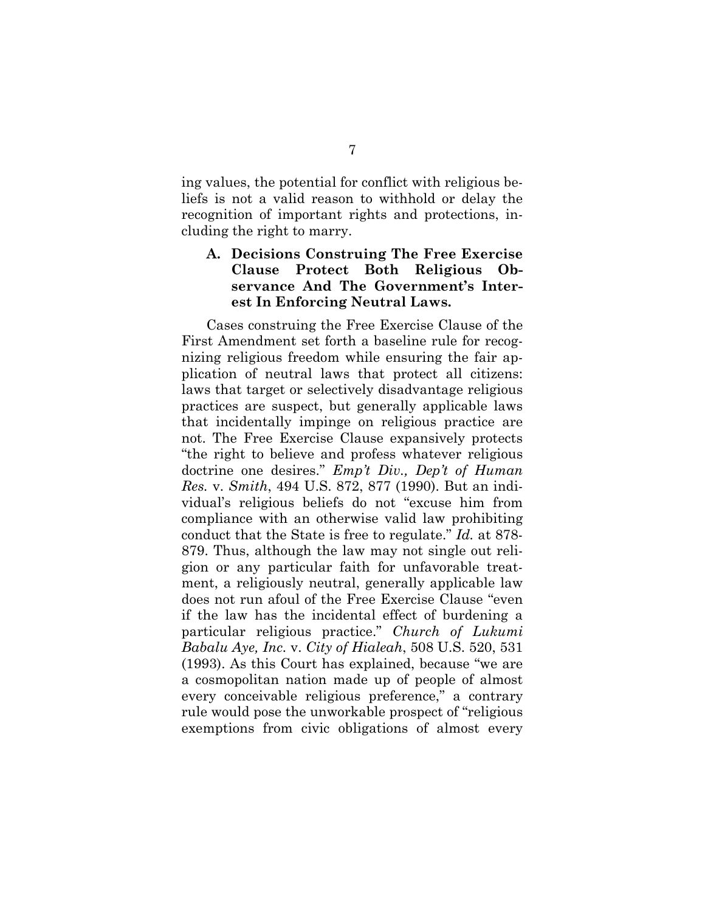ing values, the potential for conflict with religious beliefs is not a valid reason to withhold or delay the recognition of important rights and protections, including the right to marry.

### A. Decisions Construing The Free Exercise Clause Protect Both Religious Observance And The Government's Interest In Enforcing Neutral Laws.

Cases construing the Free Exercise Clause of the First Amendment set forth a baseline rule for recognizing religious freedom while ensuring the fair application of neutral laws that protect all citizens: laws that target or selectively disadvantage religious practices are suspect, but generally applicable laws that incidentally impinge on religious practice are not. The Free Exercise Clause expansively protects "the right to believe and profess whatever religious doctrine one desires." *Emp't Div., Dep't of Human Res.* v. *Smith*, 494 U.S. 872, 877 (1990). But an individual's religious beliefs do not "excuse him from compliance with an otherwise valid law prohibiting conduct that the State is free to regulate." *Id.* at 878-879. Thus, although the law may not single out religion or any particular faith for unfavorable treatment, a religiously neutral, generally applicable law does not run afoul of the Free Exercise Clause "even if the law has the incidental effect of burdening a particular religious practice." *Church of Lukumi Babalu Aye, Inc.* v. *City of Hialeah*, 508 U.S. 520, 531 (1993). As this Court has explained, because "we are a cosmopolitan nation made up of people of almost every conceivable religious preference," a contrary rule would pose the unworkable prospect of "religious exemptions from civic obligations of almost every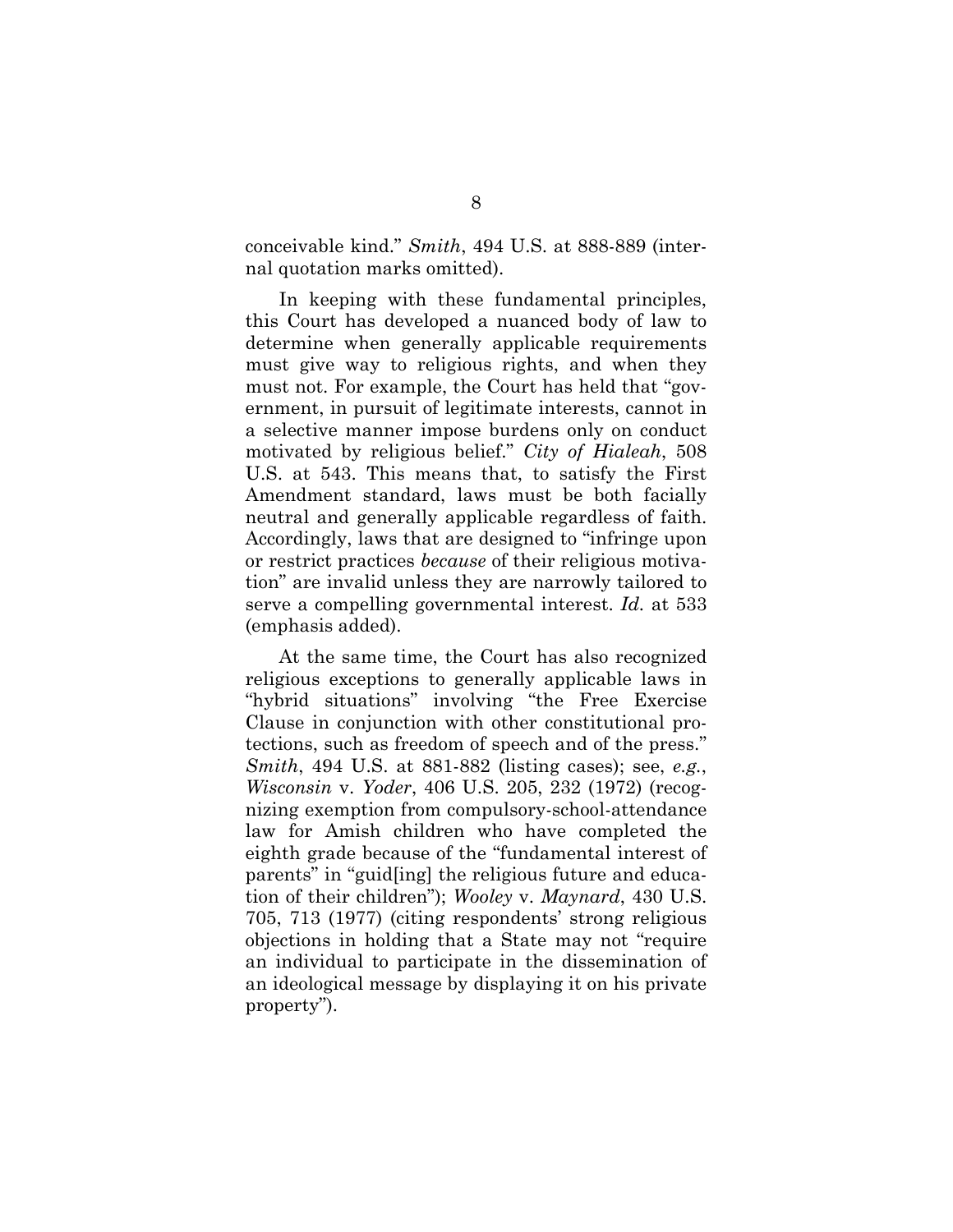conceivable kind." *Smith*, 494 U.S. at 888-889 (internal quotation marks omitted).

In keeping with these fundamental principles, this Court has developed a nuanced body of law to determine when generally applicable requirements must give way to religious rights, and when they must not. For example, the Court has held that "government, in pursuit of legitimate interests, cannot in a selective manner impose burdens only on conduct motivated by religious belief." *City of Hialeah*, 508 U.S. at 543. This means that, to satisfy the First Amendment standard, laws must be both facially neutral and generally applicable regardless of faith. Accordingly, laws that are designed to "infringe upon or restrict practices *because* of their religious motivation" are invalid unless they are narrowly tailored to serve a compelling governmental interest. *Id.* at 533 (emphasis added).

At the same time, the Court has also recognized religious exceptions to generally applicable laws in "hybrid situations" involving "the Free Exercise Clause in conjunction with other constitutional protections, such as freedom of speech and of the press." *Smith*, 494 U.S. at 881-882 (listing cases); see, *e.g.*, *Wisconsin* v. *Yoder*, 406 U.S. 205, 232 (1972) (recognizing exemption from compulsory-school-attendance law for Amish children who have completed the eighth grade because of the "fundamental interest of parents" in "guid[ing] the religious future and education of their children"); *Wooley* v. *Maynard*, 430 U.S. 705, 713 (1977) (citing respondents' strong religious objections in holding that a State may not "require an individual to participate in the dissemination of an ideological message by displaying it on his private property").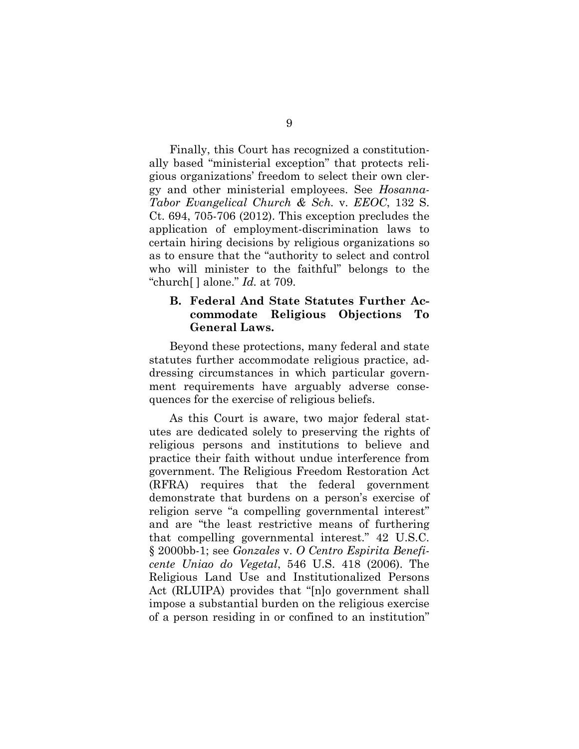Finally, this Court has recognized a constitutionally based "ministerial exception" that protects religious organizations' freedom to select their own clergy and other ministerial employees. See *Hosanna-Tabor Evangelical Church & Sch.* v. *EEOC*, 132 S. Ct. 694, 705-706 (2012). This exception precludes the application of employment-discrimination laws to certain hiring decisions by religious organizations so as to ensure that the "authority to select and control who will minister to the faithful" belongs to the "church[ ] alone." *Id.* at 709.

### B. Federal And State Statutes Further Accommodate Religious Objections To General Laws.

Beyond these protections, many federal and state statutes further accommodate religious practice, addressing circumstances in which particular government requirements have arguably adverse consequences for the exercise of religious beliefs.

As this Court is aware, two major federal statutes are dedicated solely to preserving the rights of religious persons and institutions to believe and practice their faith without undue interference from government. The Religious Freedom Restoration Act (RFRA) requires that the federal government demonstrate that burdens on a person's exercise of religion serve "a compelling governmental interest" and are "the least restrictive means of furthering that compelling governmental interest." 42 U.S.C. § 2000bb-1; see *Gonzales* v. *O Centro Espirita Beneficente Uniao do Vegetal*, 546 U.S. 418 (2006). The Religious Land Use and Institutionalized Persons Act (RLUIPA) provides that "[n]o government shall impose a substantial burden on the religious exercise of a person residing in or confined to an institution"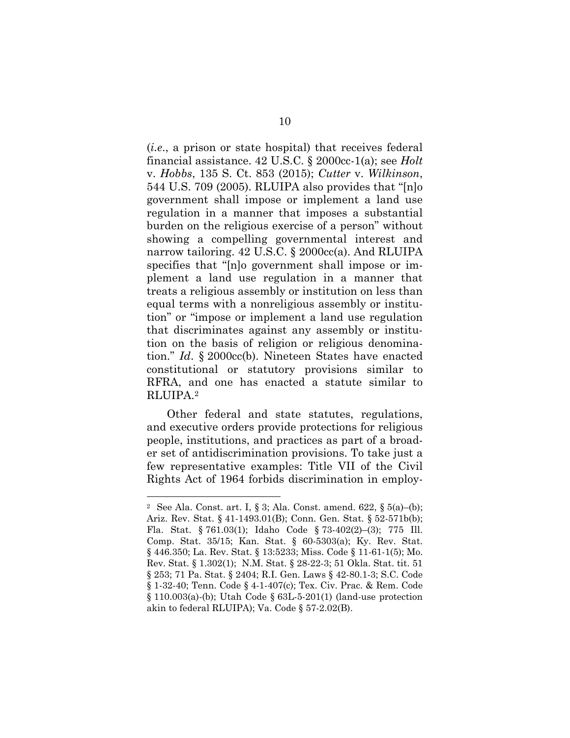(*i.e.*, a prison or state hospital) that receives federal financial assistance. 42 U.S.C. § 2000cc-1(a); see *Holt* v. *Hobbs*, 135 S. Ct. 853 (2015); *Cutter* v. *Wilkinson*, 544 U.S. 709 (2005). RLUIPA also provides that "[n]o government shall impose or implement a land use regulation in a manner that imposes a substantial burden on the religious exercise of a person" without showing a compelling governmental interest and narrow tailoring. 42 U.S.C. § 2000cc(a). And RLUIPA specifies that "[n]o government shall impose or implement a land use regulation in a manner that treats a religious assembly or institution on less than equal terms with a nonreligious assembly or institution" or "impose or implement a land use regulation that discriminates against any assembly or institution on the basis of religion or religious denomination." *Id*. § 2000cc(b). Nineteen States have enacted constitutional or statutory provisions similar to RFRA, and one has enacted a statute similar to RLUIPA.[2]

Other federal and state statutes, regulations, and executive orders provide protections for religious people, institutions, and practices as part of a broader set of antidiscrimination provisions. To take just a few representative examples: Title VII of the Civil Rights Act of 1964 forbids discrimination in employ-

---

[2] See Ala. Const. art. I, § 3; Ala. Const. amend. 622, § 5(a)–(b); Ariz. Rev. Stat. § 41-1493.01(B); Conn. Gen. Stat. § 52-571b(b); Fla. Stat. § 761.03(1); Idaho Code § 73-402(2)–(3); 775 Ill. Comp. Stat. 35/15; Kan. Stat. § 60-5303(a); Ky. Rev. Stat. § 446.350; La. Rev. Stat. § 13:5233; Miss. Code § 11-61-1(5); Mo. Rev. Stat. § 1.302(1); N.M. Stat. § 28-22-3; 51 Okla. Stat. tit. 51 § 253; 71 Pa. Stat. § 2404; R.I. Gen. Laws § 42-80.1-3; S.C. Code § 1-32-40; Tenn. Code § 4-1-407(c); Tex. Civ. Prac. & Rem. Code § 110.003(a)-(b); Utah Code § 63L-5-201(1) (land-use protection akin to federal RLUIPA); Va. Code § 57-2.02(B).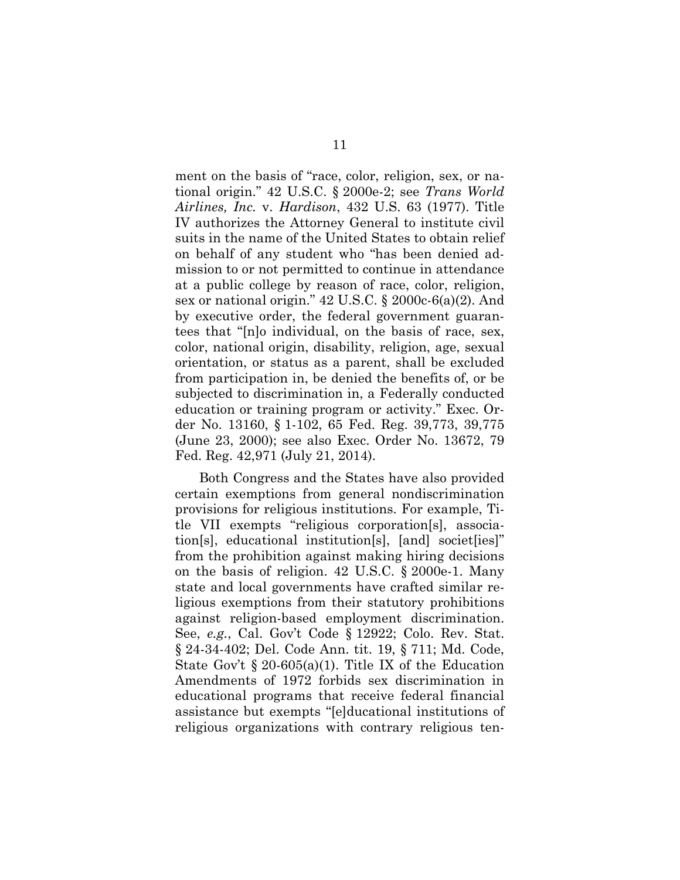ment on the basis of "race, color, religion, sex, or national origin." 42 U.S.C. § 2000e-2; see *Trans World Airlines, Inc.* v. *Hardison*, 432 U.S. 63 (1977). Title IV authorizes the Attorney General to institute civil suits in the name of the United States to obtain relief on behalf of any student who "has been denied admission to or not permitted to continue in attendance at a public college by reason of race, color, religion, sex or national origin." 42 U.S.C. § 2000c-6(a)(2). And by executive order, the federal government guarantees that "[n]o individual, on the basis of race, sex, color, national origin, disability, religion, age, sexual orientation, or status as a parent, shall be excluded from participation in, be denied the benefits of, or be subjected to discrimination in, a Federally conducted education or training program or activity." Exec. Order No. 13160, § 1-102, 65 Fed. Reg. 39,773, 39,775 (June 23, 2000); see also Exec. Order No. 13672, 79 Fed. Reg. 42,971 (July 21, 2014).

Both Congress and the States have also provided certain exemptions from general nondiscrimination provisions for religious institutions. For example, Title VII exempts "religious corporation[s], association[s], educational institution[s], [and] societ[ies]" from the prohibition against making hiring decisions on the basis of religion. 42 U.S.C. § 2000e-1. Many state and local governments have crafted similar religious exemptions from their statutory prohibitions against religion-based employment discrimination. See, *e.g.*, Cal. Gov't Code § 12922; Colo. Rev. Stat. § 24-34-402; Del. Code Ann. tit. 19, § 711; Md. Code, State Gov't § 20-605(a)(1). Title IX of the Education Amendments of 1972 forbids sex discrimination in educational programs that receive federal financial assistance but exempts "[e]ducational institutions of religious organizations with contrary religious ten-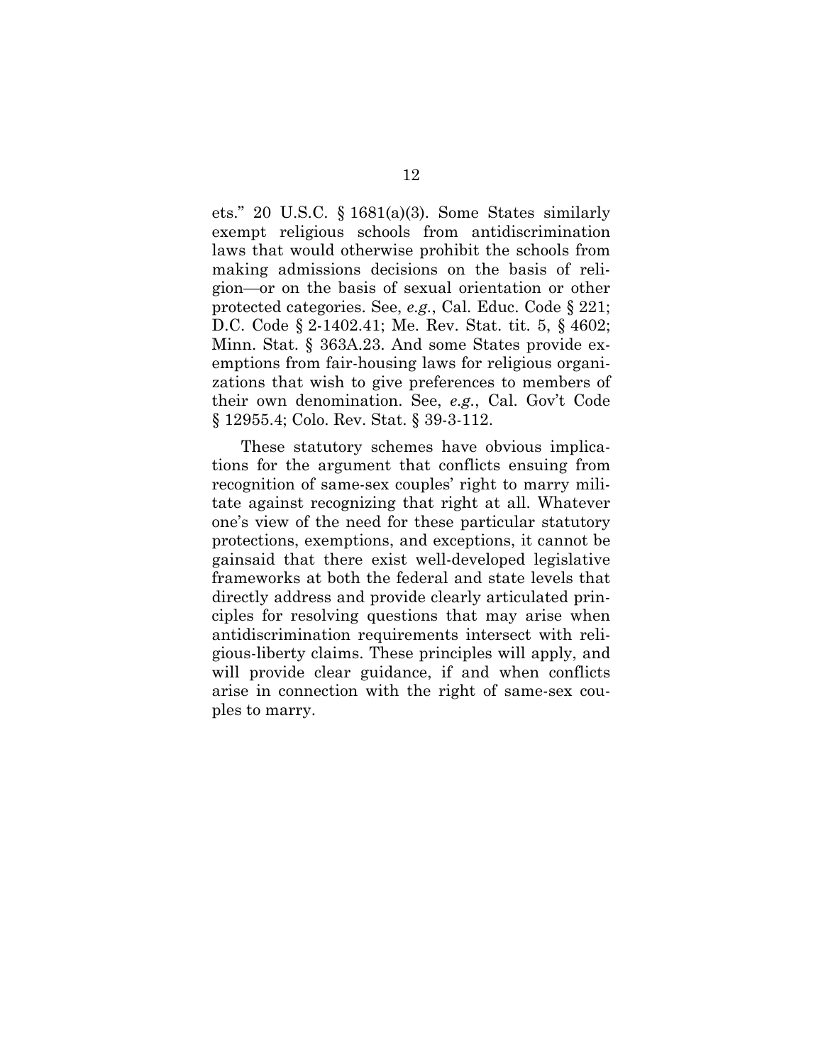ets." 20 U.S.C. § 1681(a)(3). Some States similarly exempt religious schools from antidiscrimination laws that would otherwise prohibit the schools from making admissions decisions on the basis of religion—or on the basis of sexual orientation or other protected categories. See, *e.g.*, Cal. Educ. Code § 221; D.C. Code § 2-1402.41; Me. Rev. Stat. tit. 5, § 4602; Minn. Stat. § 363A.23. And some States provide exemptions from fair-housing laws for religious organizations that wish to give preferences to members of their own denomination. See, *e.g.*, Cal. Gov't Code § 12955.4; Colo. Rev. Stat. § 39-3-112.

These statutory schemes have obvious implications for the argument that conflicts ensuing from recognition of same-sex couples' right to marry militate against recognizing that right at all. Whatever one's view of the need for these particular statutory protections, exemptions, and exceptions, it cannot be gainsaid that there exist well-developed legislative frameworks at both the federal and state levels that directly address and provide clearly articulated principles for resolving questions that may arise when antidiscrimination requirements intersect with religious-liberty claims. These principles will apply, and will provide clear guidance, if and when conflicts arise in connection with the right of same-sex couples to marry.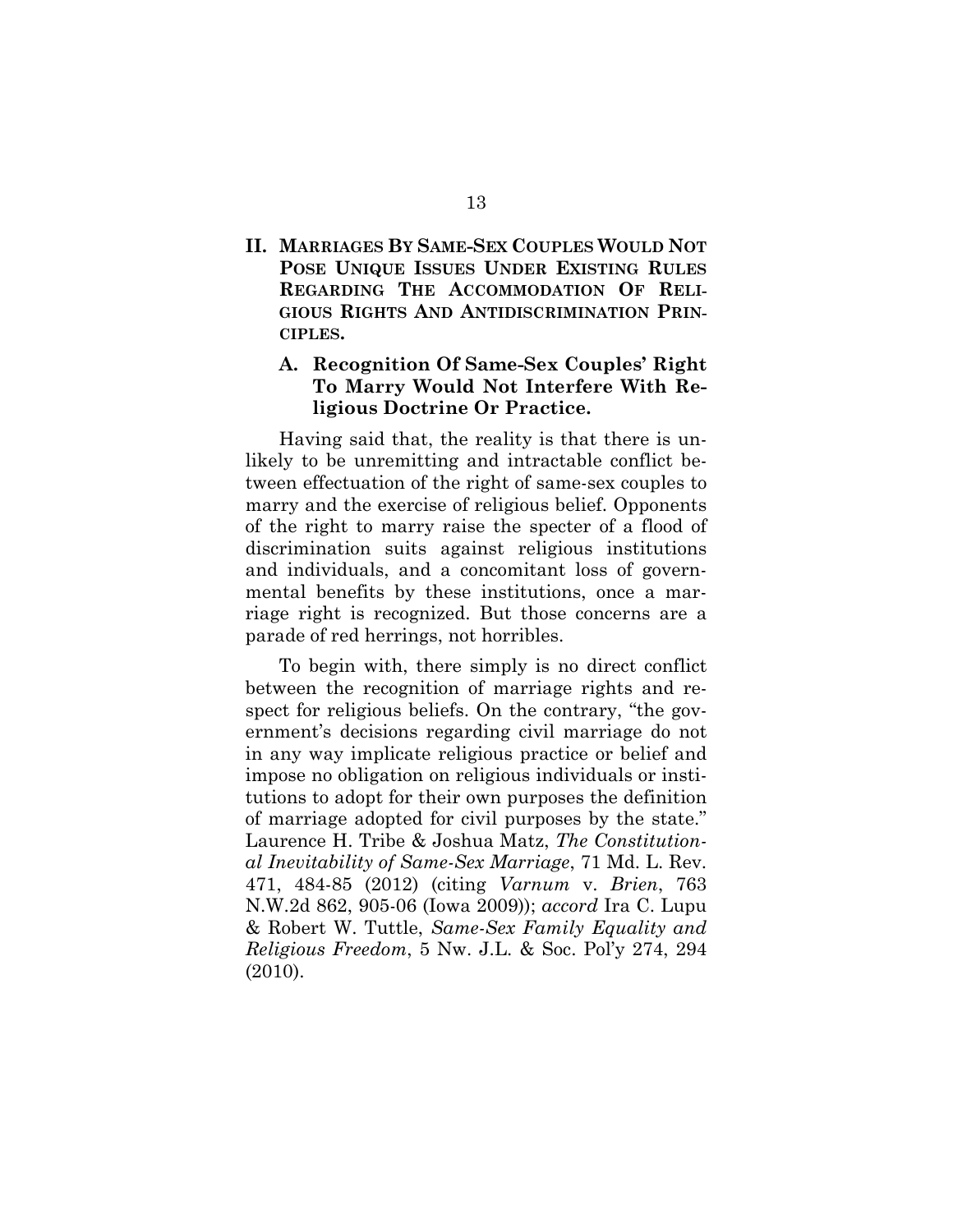## II. MARRIAGES BY SAME-SEX COUPLES WOULD NOT POSE UNIQUE ISSUES UNDER EXISTING RULES REGARDING THE ACCOMMODATION OF RELIGIOUS RIGHTS AND ANTIDISCRIMINATION PRINCIPLES.

### A. Recognition Of Same-Sex Couples' Right To Marry Would Not Interfere With Religious Doctrine Or Practice.

Having said that, the reality is that there is unlikely to be unremitting and intractable conflict between effectuation of the right of same-sex couples to marry and the exercise of religious belief. Opponents of the right to marry raise the specter of a flood of discrimination suits against religious institutions and individuals, and a concomitant loss of governmental benefits by these institutions, once a marriage right is recognized. But those concerns are a parade of red herrings, not horribles.

To begin with, there simply is no direct conflict between the recognition of marriage rights and respect for religious beliefs. On the contrary, "the government's decisions regarding civil marriage do not in any way implicate religious practice or belief and impose no obligation on religious individuals or institutions to adopt for their own purposes the definition of marriage adopted for civil purposes by the state." Laurence H. Tribe & Joshua Matz, *The Constitutional Inevitability of Same-Sex Marriage*, 71 Md. L. Rev. 471, 484-85 (2012) (citing *Varnum* v. *Brien*, 763 N.W.2d 862, 905-06 (Iowa 2009)); *accord* Ira C. Lupu & Robert W. Tuttle, *Same-Sex Family Equality and Religious Freedom*, 5 Nw. J.L. & Soc. Pol'y 274, 294 (2010).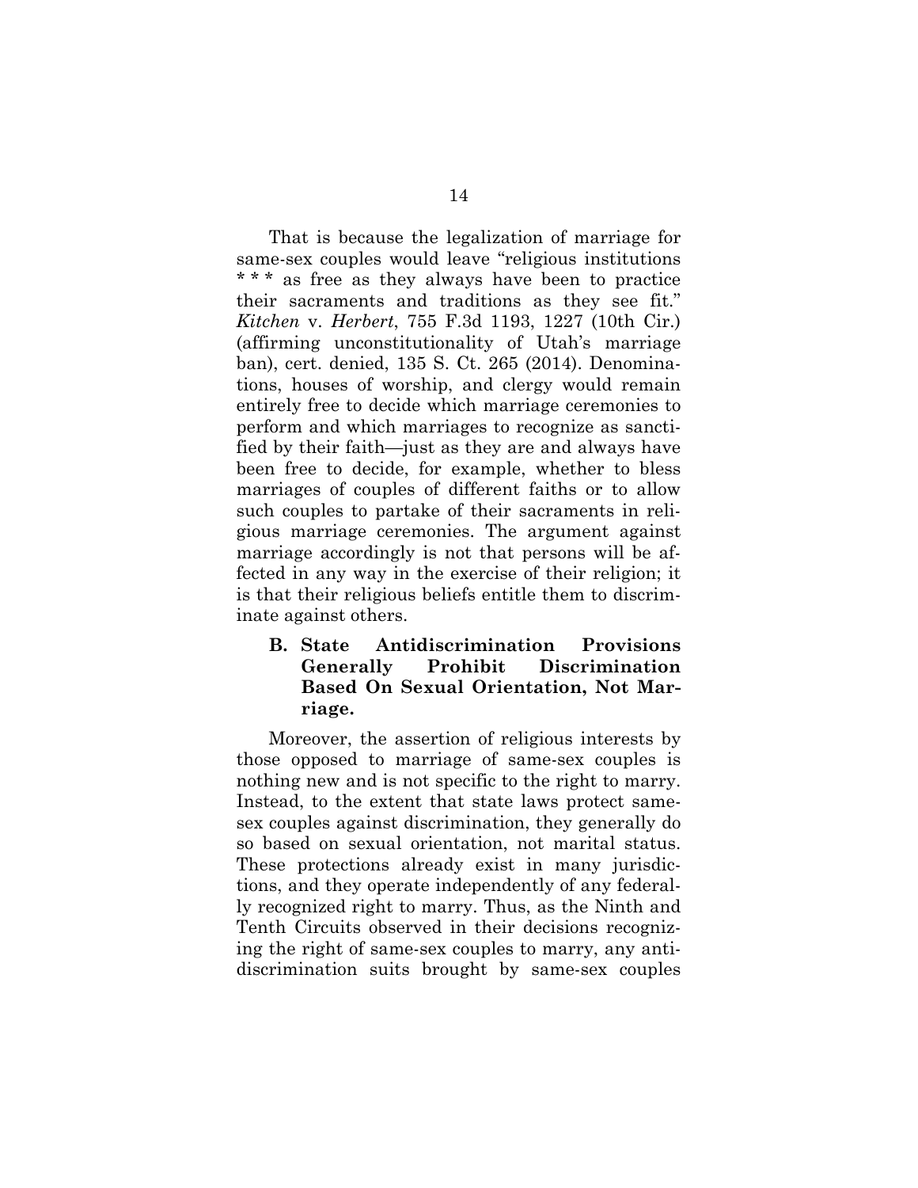That is because the legalization of marriage for same-sex couples would leave "religious institutions * * * as free as they always have been to practice their sacraments and traditions as they see fit." *Kitchen* v. *Herbert*, 755 F.3d 1193, 1227 (10th Cir.) (affirming unconstitutionality of Utah's marriage ban), cert. denied, 135 S. Ct. 265 (2014). Denominations, houses of worship, and clergy would remain entirely free to decide which marriage ceremonies to perform and which marriages to recognize as sanctified by their faith—just as they are and always have been free to decide, for example, whether to bless marriages of couples of different faiths or to allow such couples to partake of their sacraments in religious marriage ceremonies. The argument against marriage accordingly is not that persons will be affected in any way in the exercise of their religion; it is that their religious beliefs entitle them to discriminate against others.

### B. State Antidiscrimination Provisions Generally Prohibit Discrimination Based On Sexual Orientation, Not Marriage.

Moreover, the assertion of religious interests by those opposed to marriage of same-sex couples is nothing new and is not specific to the right to marry. Instead, to the extent that state laws protect same-sex couples against discrimination, they generally do so based on sexual orientation, not marital status. These protections already exist in many jurisdictions, and they operate independently of any federally recognized right to marry. Thus, as the Ninth and Tenth Circuits observed in their decisions recognizing the right of same-sex couples to marry, any antidiscrimination suits brought by same-sex couples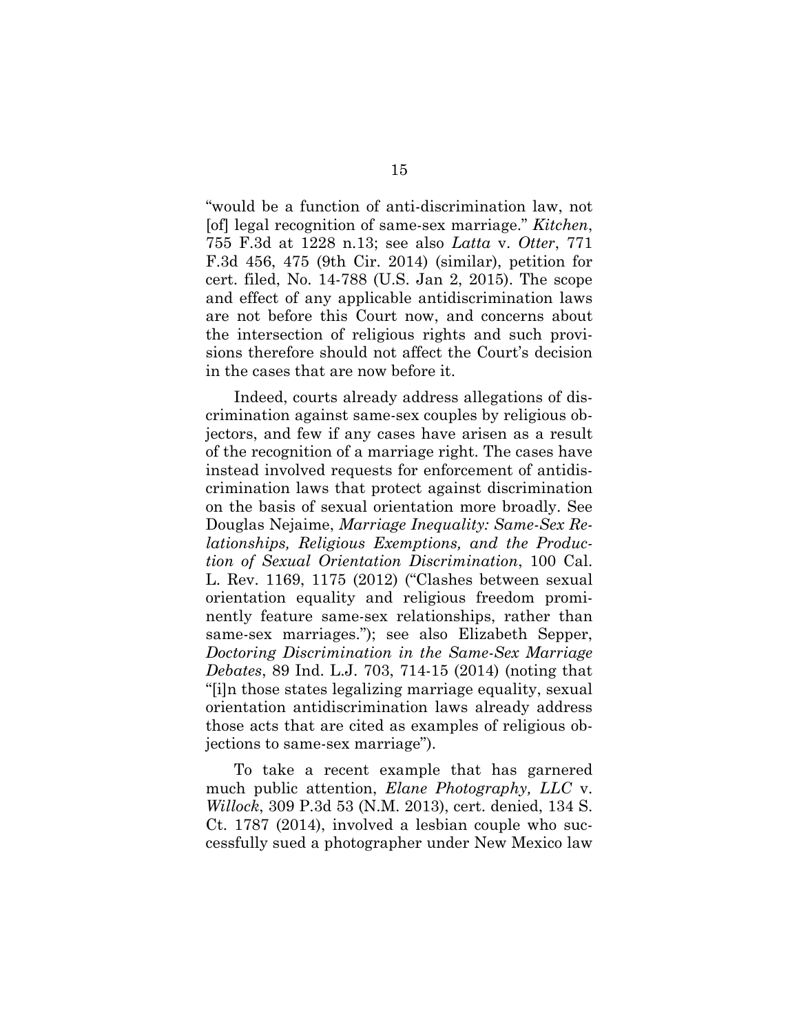"would be a function of anti-discrimination law, not [of] legal recognition of same-sex marriage." *Kitchen*, 755 F.3d at 1228 n.13; see also *Latta* v. *Otter*, 771 F.3d 456, 475 (9th Cir. 2014) (similar), petition for cert. filed, No. 14-788 (U.S. Jan 2, 2015). The scope and effect of any applicable antidiscrimination laws are not before this Court now, and concerns about the intersection of religious rights and such provisions therefore should not affect the Court's decision in the cases that are now before it.

Indeed, courts already address allegations of discrimination against same-sex couples by religious objectors, and few if any cases have arisen as a result of the recognition of a marriage right. The cases have instead involved requests for enforcement of antidiscrimination laws that protect against discrimination on the basis of sexual orientation more broadly. See Douglas Nejaime, *Marriage Inequality: Same-Sex Relationships, Religious Exemptions, and the Production of Sexual Orientation Discrimination*, 100 Cal. L. Rev. 1169, 1175 (2012) ("Clashes between sexual orientation equality and religious freedom prominently feature same-sex relationships, rather than same-sex marriages."); see also Elizabeth Sepper, *Doctoring Discrimination in the Same-Sex Marriage Debates*, 89 Ind. L.J. 703, 714-15 (2014) (noting that "[i]n those states legalizing marriage equality, sexual orientation antidiscrimination laws already address those acts that are cited as examples of religious objections to same-sex marriage").

To take a recent example that has garnered much public attention, *Elane Photography, LLC* v. *Willock*, 309 P.3d 53 (N.M. 2013), cert. denied, 134 S. Ct. 1787 (2014), involved a lesbian couple who successfully sued a photographer under New Mexico law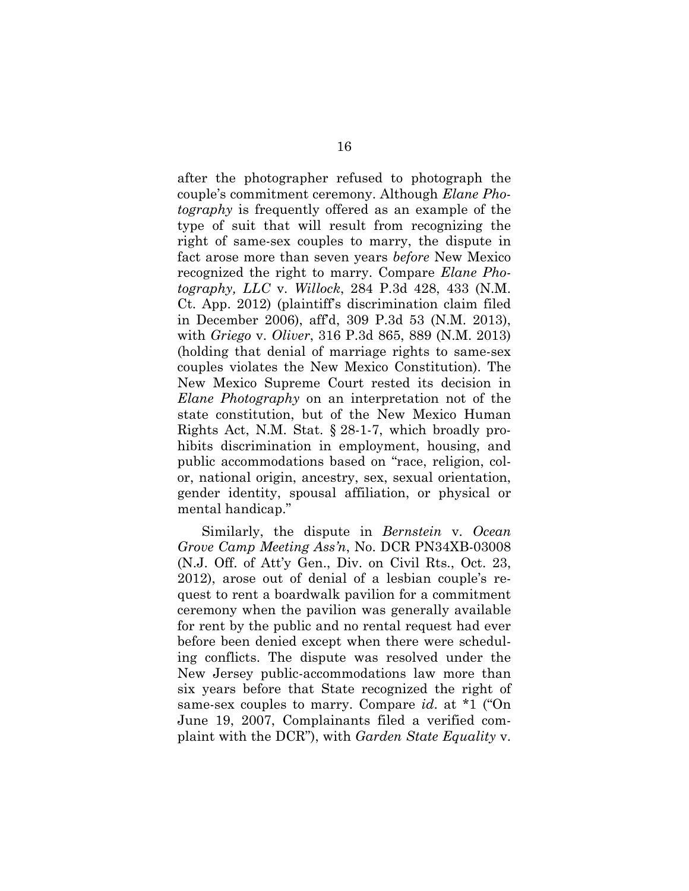after the photographer refused to photograph the couple's commitment ceremony. Although *Elane Photography* is frequently offered as an example of the type of suit that will result from recognizing the right of same-sex couples to marry, the dispute in fact arose more than seven years *before* New Mexico recognized the right to marry. Compare *Elane Photography, LLC* v. *Willock*, 284 P.3d 428, 433 (N.M. Ct. App. 2012) (plaintiff's discrimination claim filed in December 2006), aff'd, 309 P.3d 53 (N.M. 2013), with *Griego* v. *Oliver*, 316 P.3d 865, 889 (N.M. 2013) (holding that denial of marriage rights to same-sex couples violates the New Mexico Constitution). The New Mexico Supreme Court rested its decision in *Elane Photography* on an interpretation not of the state constitution, but of the New Mexico Human Rights Act, N.M. Stat. § 28-1-7, which broadly prohibits discrimination in employment, housing, and public accommodations based on "race, religion, color, national origin, ancestry, sex, sexual orientation, gender identity, spousal affiliation, or physical or mental handicap."

Similarly, the dispute in *Bernstein* v. *Ocean Grove Camp Meeting Ass'n*, No. DCR PN34XB-03008 (N.J. Off. of Att'y Gen., Div. on Civil Rts., Oct. 23, 2012), arose out of denial of a lesbian couple's request to rent a boardwalk pavilion for a commitment ceremony when the pavilion was generally available for rent by the public and no rental request had ever before been denied except when there were scheduling conflicts. The dispute was resolved under the New Jersey public-accommodations law more than six years before that State recognized the right of same-sex couples to marry. Compare *id*. at *1 ("On June 19, 2007, Complainants filed a verified complaint with the DCR"), with *Garden State Equality* v.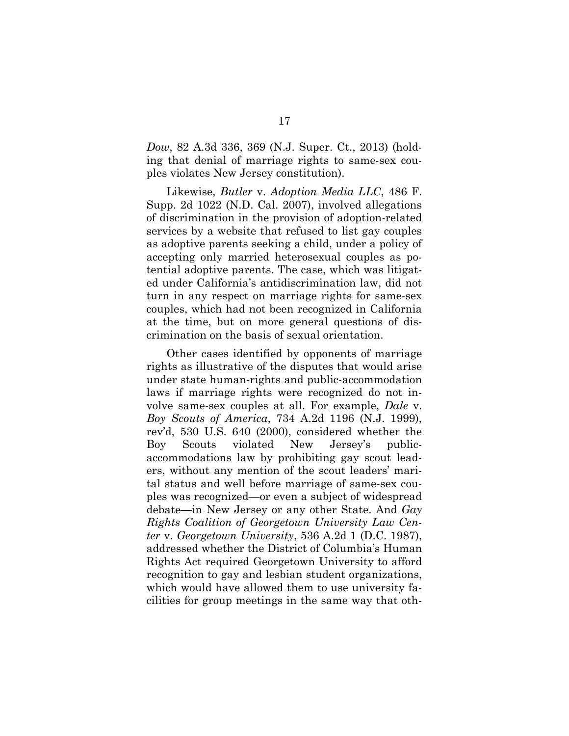*Dow*, 82 A.3d 336, 369 (N.J. Super. Ct., 2013) (holding that denial of marriage rights to same-sex couples violates New Jersey constitution).

Likewise, *Butler* v. *Adoption Media LLC*, 486 F. Supp. 2d 1022 (N.D. Cal. 2007), involved allegations of discrimination in the provision of adoption-related services by a website that refused to list gay couples as adoptive parents seeking a child, under a policy of accepting only married heterosexual couples as potential adoptive parents. The case, which was litigated under California's antidiscrimination law, did not turn in any respect on marriage rights for same-sex couples, which had not been recognized in California at the time, but on more general questions of discrimination on the basis of sexual orientation.

Other cases identified by opponents of marriage rights as illustrative of the disputes that would arise under state human-rights and public-accommodation laws if marriage rights were recognized do not involve same-sex couples at all. For example, *Dale* v. *Boy Scouts of America*, 734 A.2d 1196 (N.J. 1999), rev'd, 530 U.S. 640 (2000), considered whether the Boy Scouts violated New Jersey's public-accommodations law by prohibiting gay scout leaders, without any mention of the scout leaders' marital status and well before marriage of same-sex couples was recognized—or even a subject of widespread debate—in New Jersey or any other State. And *Gay Rights Coalition of Georgetown University Law Center* v. *Georgetown University*, 536 A.2d 1 (D.C. 1987), addressed whether the District of Columbia's Human Rights Act required Georgetown University to afford recognition to gay and lesbian student organizations, which would have allowed them to use university facilities for group meetings in the same way that oth-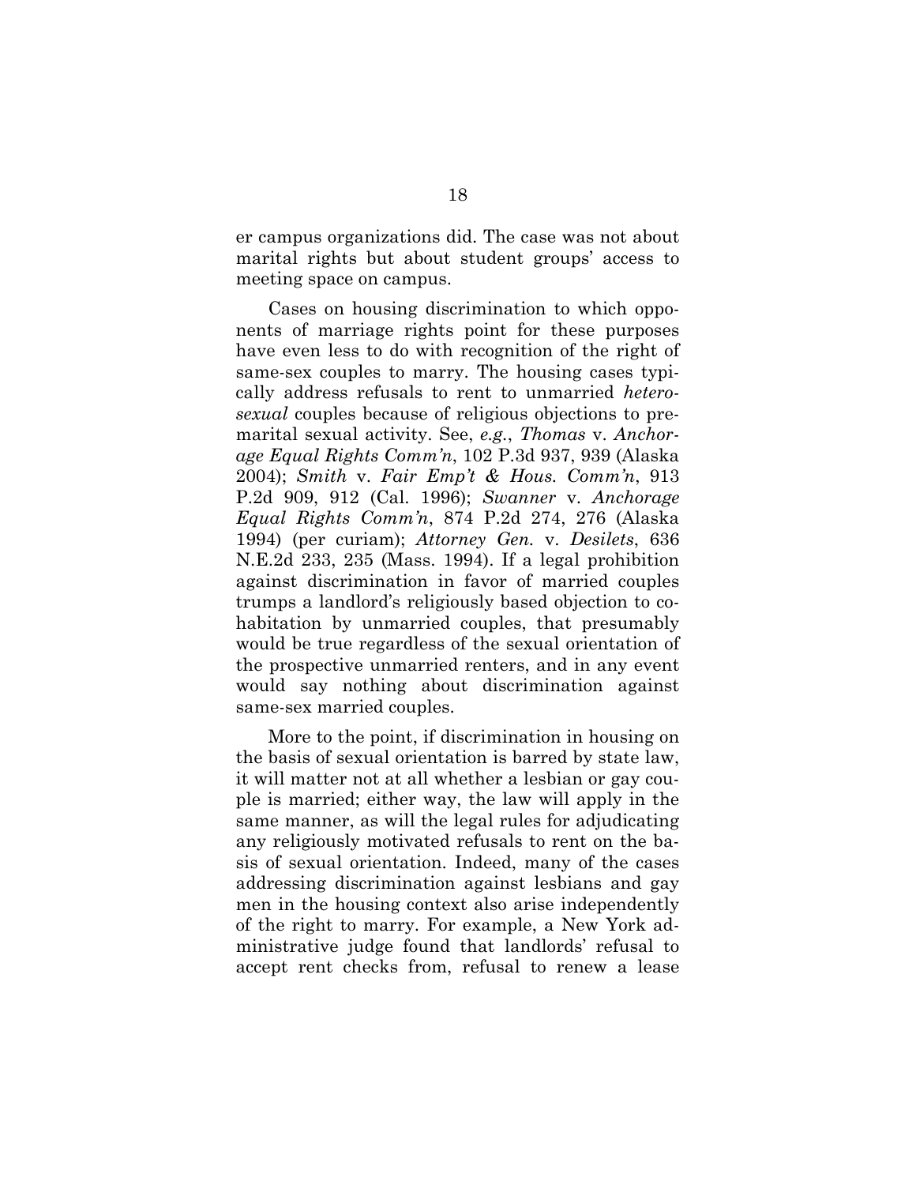er campus organizations did. The case was not about marital rights but about student groups' access to meeting space on campus.

Cases on housing discrimination to which opponents of marriage rights point for these purposes have even less to do with recognition of the right of same-sex couples to marry. The housing cases typically address refusals to rent to unmarried *heterosexual* couples because of religious objections to premarital sexual activity. See, *e.g.*, *Thomas* v. *Anchorage Equal Rights Comm'n*, 102 P.3d 937, 939 (Alaska 2004); *Smith* v. *Fair Emp't & Hous. Comm'n*, 913 P.2d 909, 912 (Cal. 1996); *Swanner* v. *Anchorage Equal Rights Comm'n*, 874 P.2d 274, 276 (Alaska 1994) (per curiam); *Attorney Gen.* v. *Desilets*, 636 N.E.2d 233, 235 (Mass. 1994). If a legal prohibition against discrimination in favor of married couples trumps a landlord's religiously based objection to cohabitation by unmarried couples, that presumably would be true regardless of the sexual orientation of the prospective unmarried renters, and in any event would say nothing about discrimination against same-sex married couples.

More to the point, if discrimination in housing on the basis of sexual orientation is barred by state law, it will matter not at all whether a lesbian or gay couple is married; either way, the law will apply in the same manner, as will the legal rules for adjudicating any religiously motivated refusals to rent on the basis of sexual orientation. Indeed, many of the cases addressing discrimination against lesbians and gay men in the housing context also arise independently of the right to marry. For example, a New York administrative judge found that landlords' refusal to accept rent checks from, refusal to renew a lease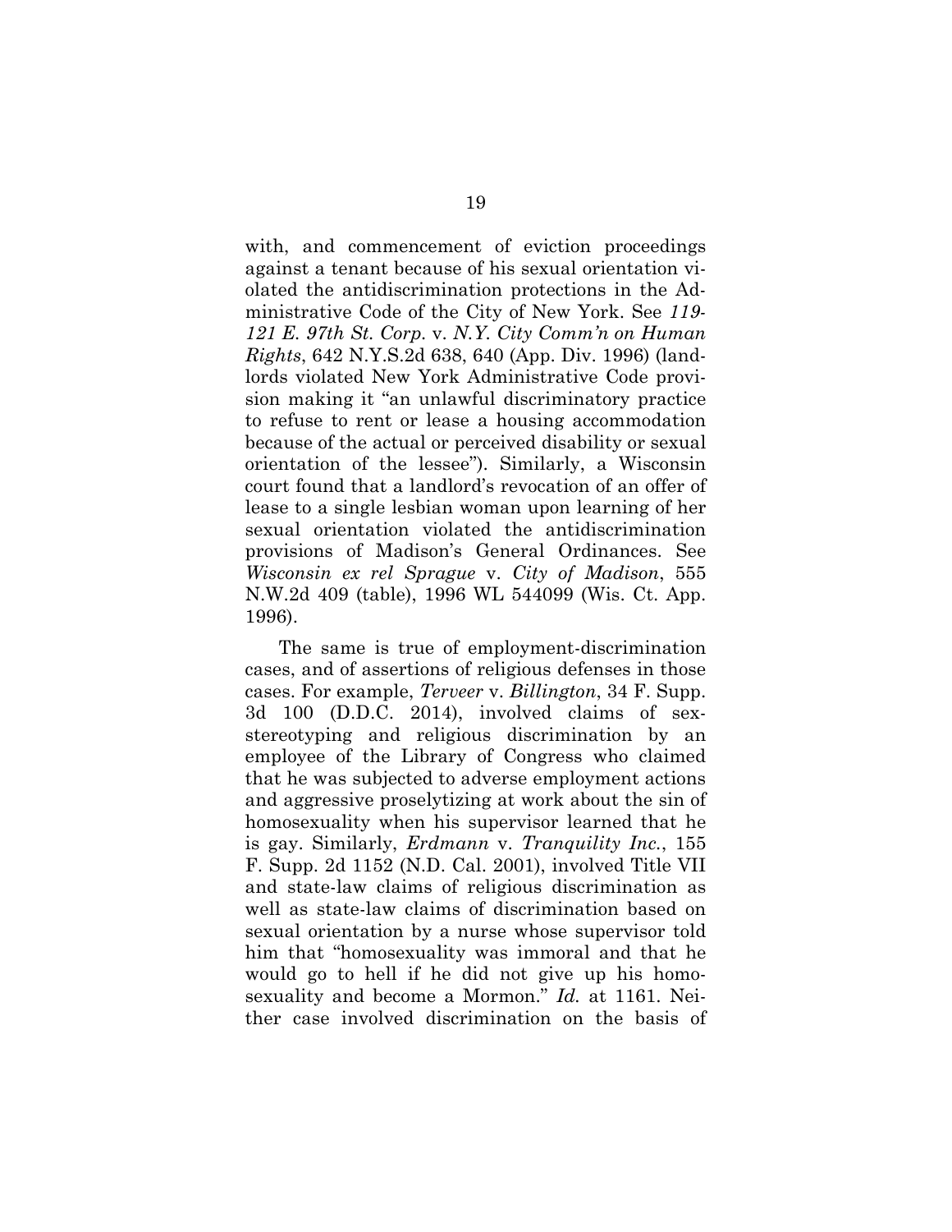with, and commencement of eviction proceedings against a tenant because of his sexual orientation violated the antidiscrimination protections in the Administrative Code of the City of New York. See *119-121 E. 97th St. Corp.* v. *N.Y. City Comm'n on Human Rights*, 642 N.Y.S.2d 638, 640 (App. Div. 1996) (landlords violated New York Administrative Code provision making it "an unlawful discriminatory practice to refuse to rent or lease a housing accommodation because of the actual or perceived disability or sexual orientation of the lessee"). Similarly, a Wisconsin court found that a landlord's revocation of an offer of lease to a single lesbian woman upon learning of her sexual orientation violated the antidiscrimination provisions of Madison's General Ordinances. See *Wisconsin ex rel Sprague* v. *City of Madison*, 555 N.W.2d 409 (table), 1996 WL 544099 (Wis. Ct. App. 1996).

The same is true of employment-discrimination cases, and of assertions of religious defenses in those cases. For example, *Terveer* v. *Billington*, 34 F. Supp. 3d 100 (D.D.C. 2014), involved claims of sex-stereotyping and religious discrimination by an employee of the Library of Congress who claimed that he was subjected to adverse employment actions and aggressive proselytizing at work about the sin of homosexuality when his supervisor learned that he is gay. Similarly, *Erdmann* v. *Tranquility Inc.*, 155 F. Supp. 2d 1152 (N.D. Cal. 2001), involved Title VII and state-law claims of religious discrimination as well as state-law claims of discrimination based on sexual orientation by a nurse whose supervisor told him that "homosexuality was immoral and that he would go to hell if he did not give up his homosexuality and become a Mormon." *Id.* at 1161. Neither case involved discrimination on the basis of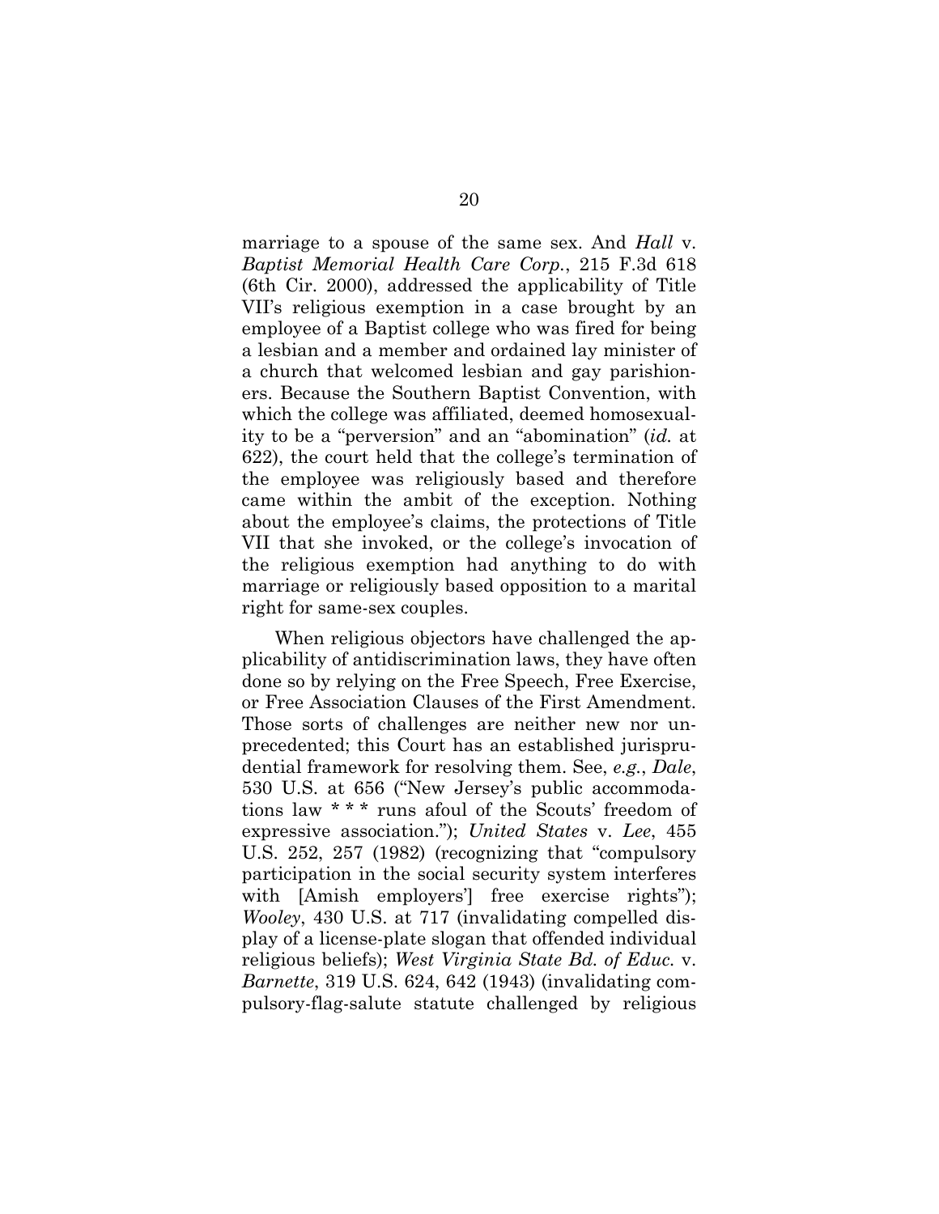marriage to a spouse of the same sex. And *Hall* v. *Baptist Memorial Health Care Corp.*, 215 F.3d 618 (6th Cir. 2000), addressed the applicability of Title VII's religious exemption in a case brought by an employee of a Baptist college who was fired for being a lesbian and a member and ordained lay minister of a church that welcomed lesbian and gay parishioners. Because the Southern Baptist Convention, with which the college was affiliated, deemed homosexuality to be a "perversion" and an "abomination" (*id.* at 622), the court held that the college's termination of the employee was religiously based and therefore came within the ambit of the exception. Nothing about the employee's claims, the protections of Title VII that she invoked, or the college's invocation of the religious exemption had anything to do with marriage or religiously based opposition to a marital right for same-sex couples.

When religious objectors have challenged the applicability of antidiscrimination laws, they have often done so by relying on the Free Speech, Free Exercise, or Free Association Clauses of the First Amendment. Those sorts of challenges are neither new nor unprecedented; this Court has an established jurisprudential framework for resolving them. See, *e.g.*, *Dale*, 530 U.S. at 656 ("New Jersey's public accommodations law * * * runs afoul of the Scouts' freedom of expressive association."); *United States* v. *Lee*, 455 U.S. 252, 257 (1982) (recognizing that "compulsory participation in the social security system interferes with [Amish employers'] free exercise rights"); *Wooley*, 430 U.S. at 717 (invalidating compelled display of a license-plate slogan that offended individual religious beliefs); *West Virginia State Bd. of Educ.* v. *Barnette*, 319 U.S. 624, 642 (1943) (invalidating compulsory-flag-salute statute challenged by religious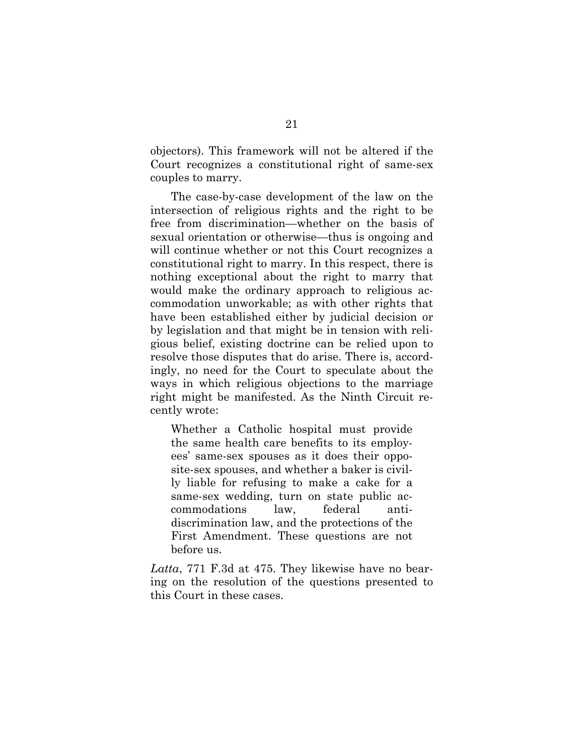objectors). This framework will not be altered if the Court recognizes a constitutional right of same-sex couples to marry.

The case-by-case development of the law on the intersection of religious rights and the right to be free from discrimination—whether on the basis of sexual orientation or otherwise—thus is ongoing and will continue whether or not this Court recognizes a constitutional right to marry. In this respect, there is nothing exceptional about the right to marry that would make the ordinary approach to religious accommodation unworkable; as with other rights that have been established either by judicial decision or by legislation and that might be in tension with religious belief, existing doctrine can be relied upon to resolve those disputes that do arise. There is, accordingly, no need for the Court to speculate about the ways in which religious objections to the marriage right might be manifested. As the Ninth Circuit recently wrote:

> Whether a Catholic hospital must provide the same health care benefits to its employees' same-sex spouses as it does their opposite-sex spouses, and whether a baker is civilly liable for refusing to make a cake for a same-sex wedding, turn on state public accommodations law, federal anti-discrimination law, and the protections of the First Amendment. These questions are not before us.

*Latta*, 771 F.3d at 475. They likewise have no bearing on the resolution of the questions presented to this Court in these cases.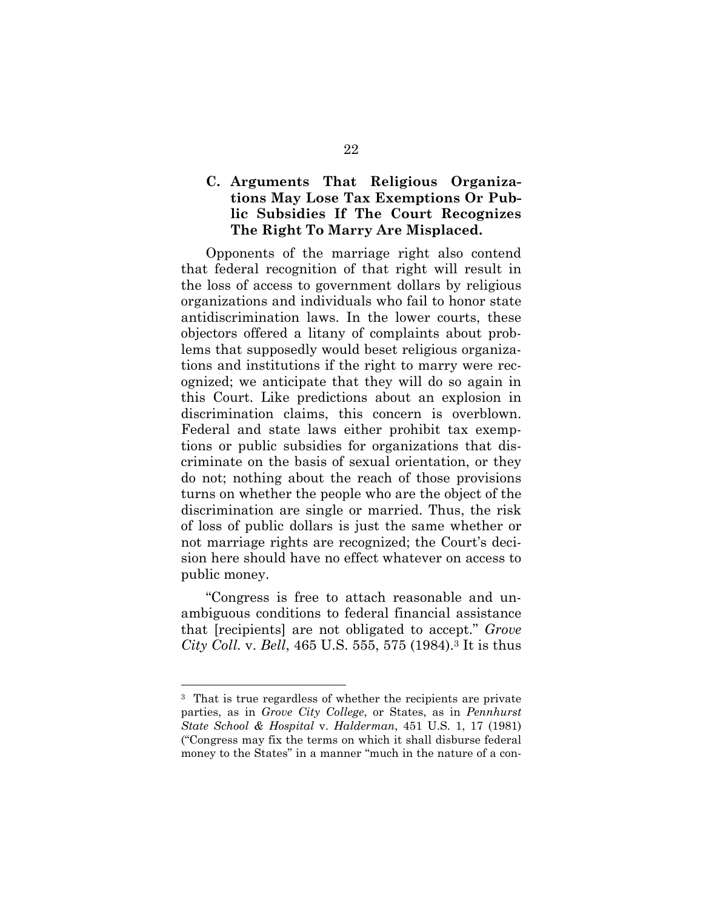### C. Arguments That Religious Organizations May Lose Tax Exemptions Or Public Subsidies If The Court Recognizes The Right To Marry Are Misplaced.

Opponents of the marriage right also contend that federal recognition of that right will result in the loss of access to government dollars by religious organizations and individuals who fail to honor state antidiscrimination laws. In the lower courts, these objectors offered a litany of complaints about problems that supposedly would beset religious organizations and institutions if the right to marry were recognized; we anticipate that they will do so again in this Court. Like predictions about an explosion in discrimination claims, this concern is overblown. Federal and state laws either prohibit tax exemptions or public subsidies for organizations that discriminate on the basis of sexual orientation, or they do not; nothing about the reach of those provisions turns on whether the people who are the object of the discrimination are single or married. Thus, the risk of loss of public dollars is just the same whether or not marriage rights are recognized; the Court's decision here should have no effect whatever on access to public money.

"Congress is free to attach reasonable and unambiguous conditions to federal financial assistance that [recipients] are not obligated to accept." *Grove City Coll.* v. *Bell*, 465 U.S. 555, 575 (1984).[3] It is thus

---

[3] That is true regardless of whether the recipients are private parties, as in *Grove City College*, or States, as in *Pennhurst State School & Hospital* v. *Halderman*, 451 U.S. 1, 17 (1981) ("Congress may fix the terms on which it shall disburse federal money to the States" in a manner "much in the nature of a con-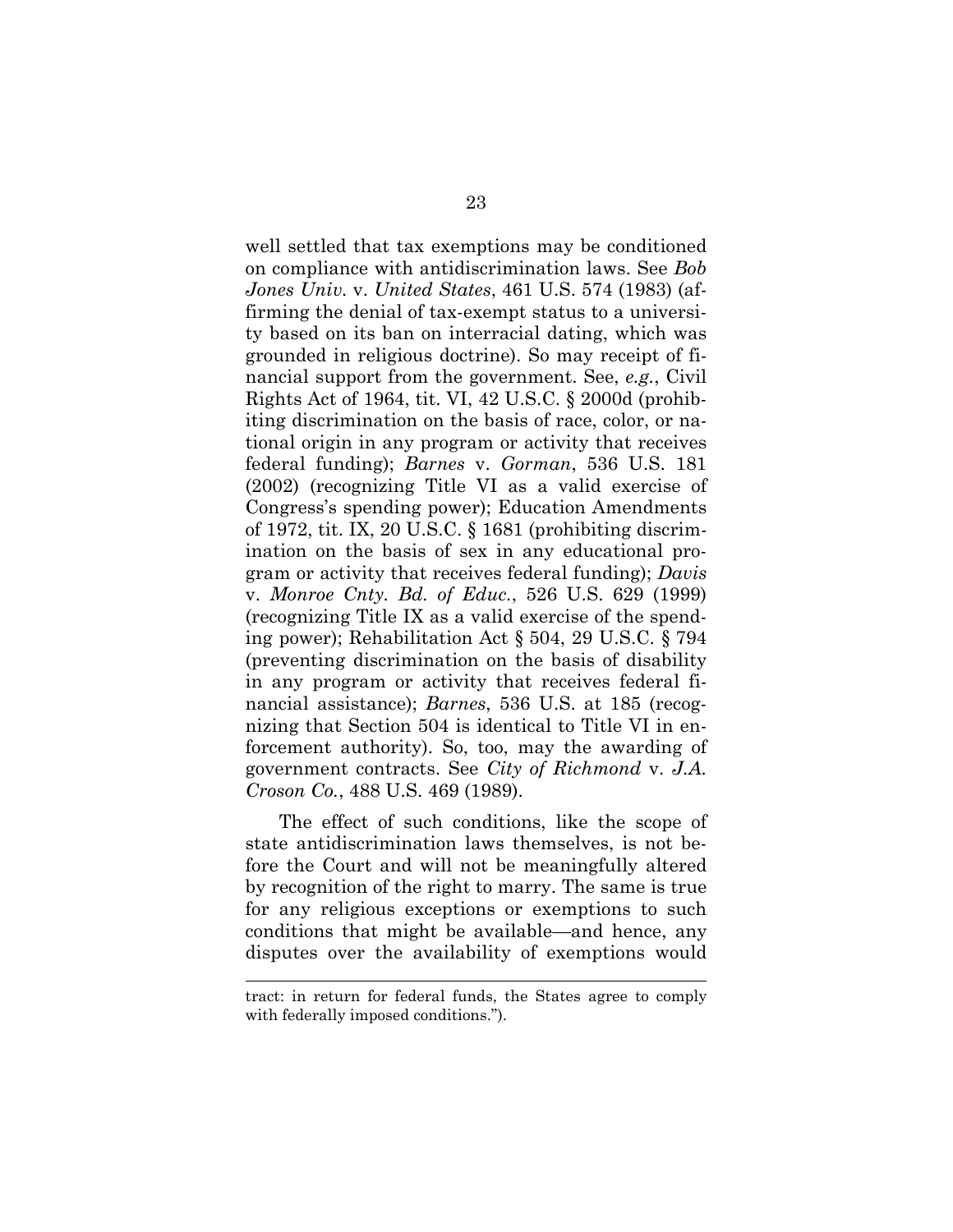well settled that tax exemptions may be conditioned on compliance with antidiscrimination laws. See *Bob Jones Univ.* v. *United States*, 461 U.S. 574 (1983) (affirming the denial of tax-exempt status to a university based on its ban on interracial dating, which was grounded in religious doctrine). So may receipt of financial support from the government. See, *e.g.*, Civil Rights Act of 1964, tit. VI, 42 U.S.C. § 2000d (prohibiting discrimination on the basis of race, color, or national origin in any program or activity that receives federal funding); *Barnes* v. *Gorman*, 536 U.S. 181 (2002) (recognizing Title VI as a valid exercise of Congress's spending power); Education Amendments of 1972, tit. IX, 20 U.S.C. § 1681 (prohibiting discrimination on the basis of sex in any educational program or activity that receives federal funding); *Davis* v. *Monroe Cnty. Bd. of Educ.*, 526 U.S. 629 (1999) (recognizing Title IX as a valid exercise of the spending power); Rehabilitation Act § 504, 29 U.S.C. § 794 (preventing discrimination on the basis of disability in any program or activity that receives federal financial assistance); *Barnes*, 536 U.S. at 185 (recognizing that Section 504 is identical to Title VI in enforcement authority). So, too, may the awarding of government contracts. See *City of Richmond* v. *J.A. Croson Co.*, 488 U.S. 469 (1989).

The effect of such conditions, like the scope of state antidiscrimination laws themselves, is not before the Court and will not be meaningfully altered by recognition of the right to marry. The same is true for any religious exceptions or exemptions to such conditions that might be available—and hence, any disputes over the availability of exemptions would

---

tract: in return for federal funds, the States agree to comply with federally imposed conditions.").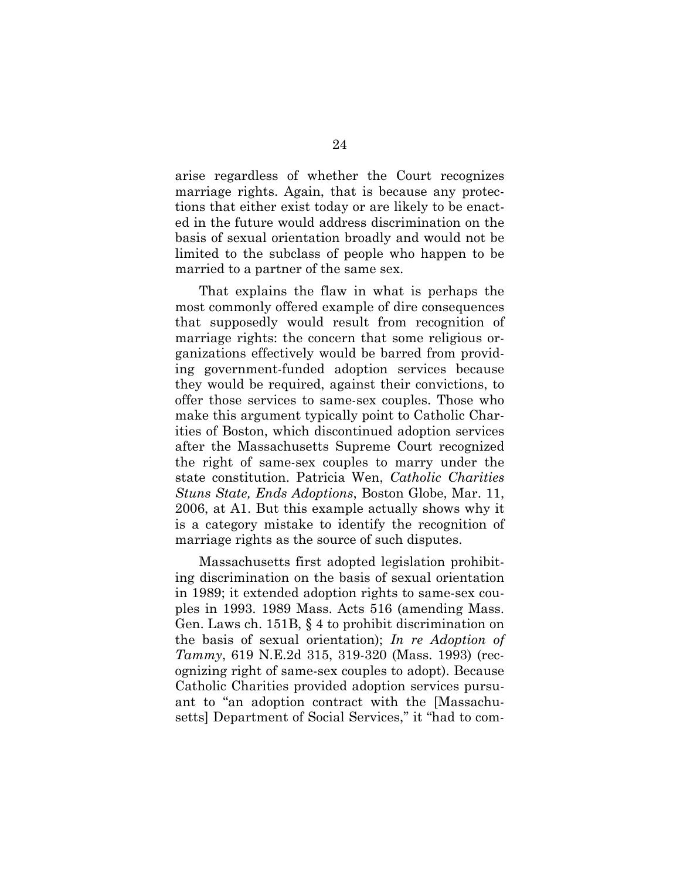arise regardless of whether the Court recognizes marriage rights. Again, that is because any protections that either exist today or are likely to be enacted in the future would address discrimination on the basis of sexual orientation broadly and would not be limited to the subclass of people who happen to be married to a partner of the same sex.

That explains the flaw in what is perhaps the most commonly offered example of dire consequences that supposedly would result from recognition of marriage rights: the concern that some religious organizations effectively would be barred from providing government-funded adoption services because they would be required, against their convictions, to offer those services to same-sex couples. Those who make this argument typically point to Catholic Charities of Boston, which discontinued adoption services after the Massachusetts Supreme Court recognized the right of same-sex couples to marry under the state constitution. Patricia Wen, *Catholic Charities Stuns State, Ends Adoptions*, Boston Globe, Mar. 11, 2006, at A1. But this example actually shows why it is a category mistake to identify the recognition of marriage rights as the source of such disputes.

Massachusetts first adopted legislation prohibiting discrimination on the basis of sexual orientation in 1989; it extended adoption rights to same-sex couples in 1993. 1989 Mass. Acts 516 (amending Mass. Gen. Laws ch. 151B, § 4 to prohibit discrimination on the basis of sexual orientation); *In re Adoption of Tammy*, 619 N.E.2d 315, 319-320 (Mass. 1993) (recognizing right of same-sex couples to adopt). Because Catholic Charities provided adoption services pursuant to "an adoption contract with the [Massachusetts] Department of Social Services," it "had to com-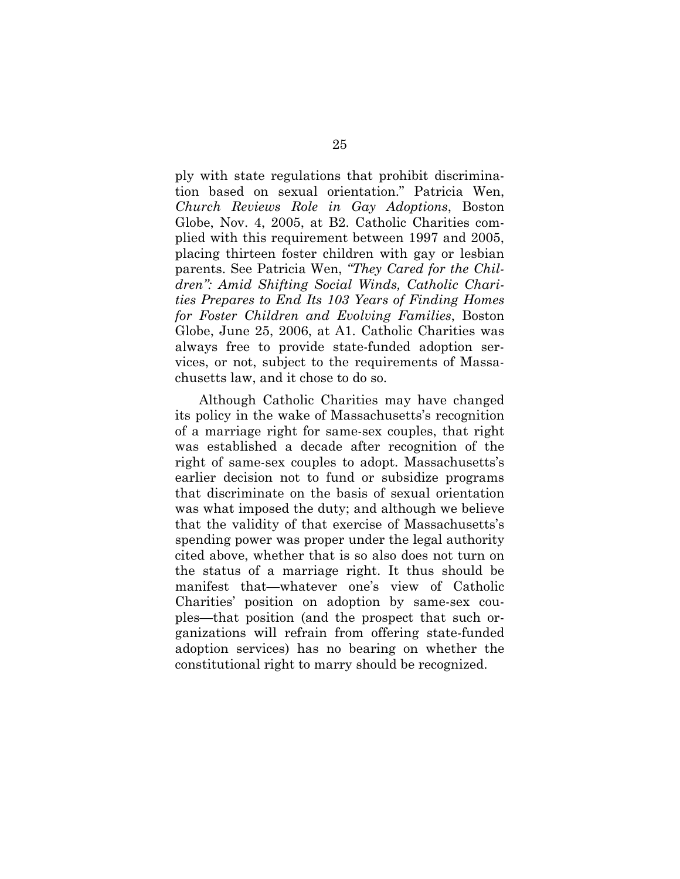ply with state regulations that prohibit discrimination based on sexual orientation." Patricia Wen, *Church Reviews Role in Gay Adoptions*, Boston Globe, Nov. 4, 2005, at B2. Catholic Charities complied with this requirement between 1997 and 2005, placing thirteen foster children with gay or lesbian parents. See Patricia Wen, *"They Cared for the Children": Amid Shifting Social Winds, Catholic Charities Prepares to End Its 103 Years of Finding Homes for Foster Children and Evolving Families*, Boston Globe, June 25, 2006, at A1. Catholic Charities was always free to provide state-funded adoption services, or not, subject to the requirements of Massachusetts law, and it chose to do so.

Although Catholic Charities may have changed its policy in the wake of Massachusetts's recognition of a marriage right for same-sex couples, that right was established a decade after recognition of the right of same-sex couples to adopt. Massachusetts's earlier decision not to fund or subsidize programs that discriminate on the basis of sexual orientation was what imposed the duty; and although we believe that the validity of that exercise of Massachusetts's spending power was proper under the legal authority cited above, whether that is so also does not turn on the status of a marriage right. It thus should be manifest that—whatever one's view of Catholic Charities' position on adoption by same-sex couples—that position (and the prospect that such organizations will refrain from offering state-funded adoption services) has no bearing on whether the constitutional right to marry should be recognized.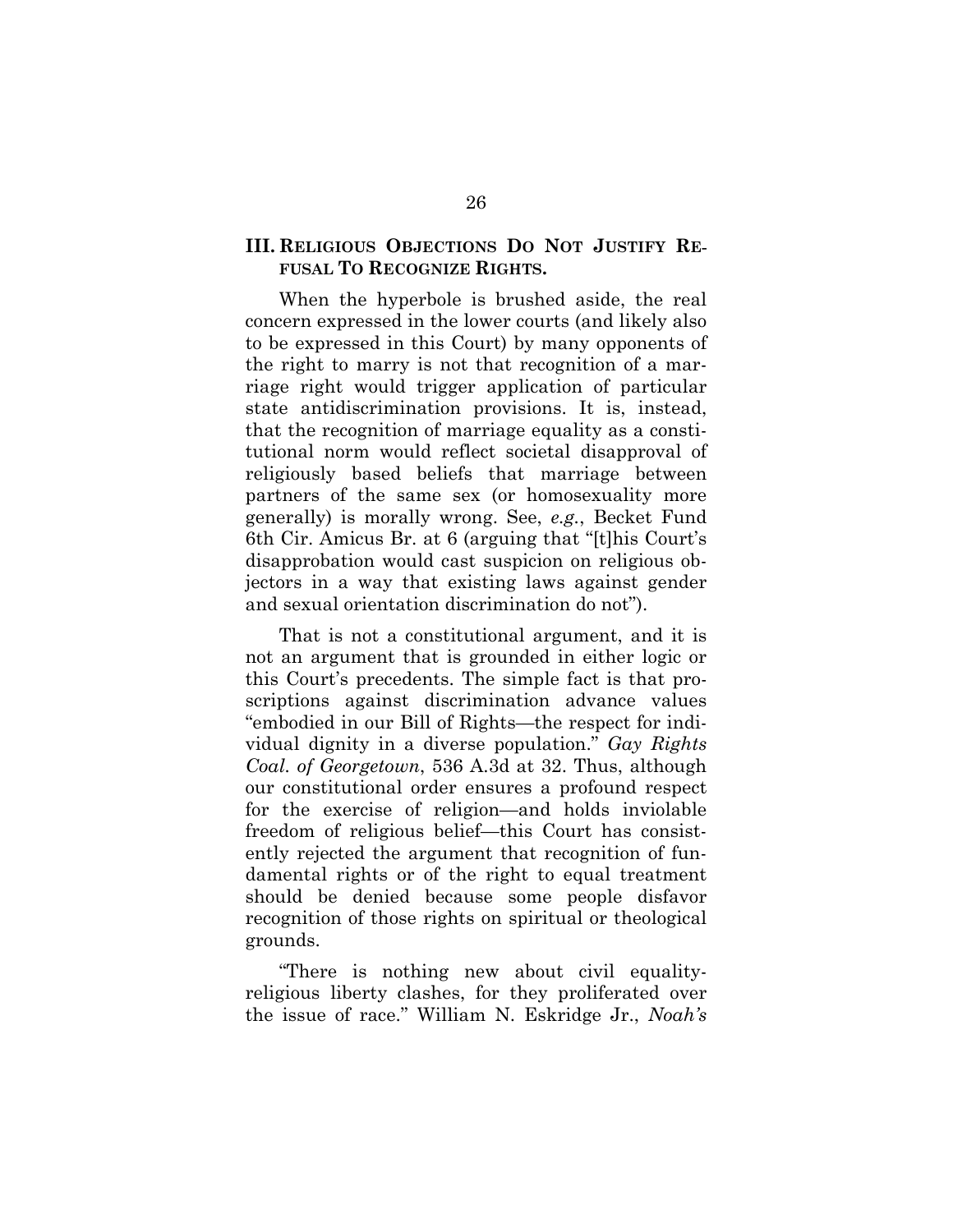### III. Religious Objections Do Not Justify Refusal To Recognize Rights.

When the hyperbole is brushed aside, the real concern expressed in the lower courts (and likely also to be expressed in this Court) by many opponents of the right to marry is not that recognition of a marriage right would trigger application of particular state antidiscrimination provisions. It is, instead, that the recognition of marriage equality as a constitutional norm would reflect societal disapproval of religiously based beliefs that marriage between partners of the same sex (or homosexuality more generally) is morally wrong. See, *e.g.*, Becket Fund 6th Cir. Amicus Br. at 6 (arguing that "[t]his Court's disapprobation would cast suspicion on religious objectors in a way that existing laws against gender and sexual orientation discrimination do not").

That is not a constitutional argument, and it is not an argument that is grounded in either logic or this Court's precedents. The simple fact is that proscriptions against discrimination advance values "embodied in our Bill of Rights—the respect for individual dignity in a diverse population." *Gay Rights Coal. of Georgetown*, 536 A.3d at 32. Thus, although our constitutional order ensures a profound respect for the exercise of religion—and holds inviolable freedom of religious belief—this Court has consistently rejected the argument that recognition of fundamental rights or of the right to equal treatment should be denied because some people disfavor recognition of those rights on spiritual or theological grounds.

"There is nothing new about civil equality-religious liberty clashes, for they proliferated over the issue of race." William N. Eskridge Jr., *Noah's*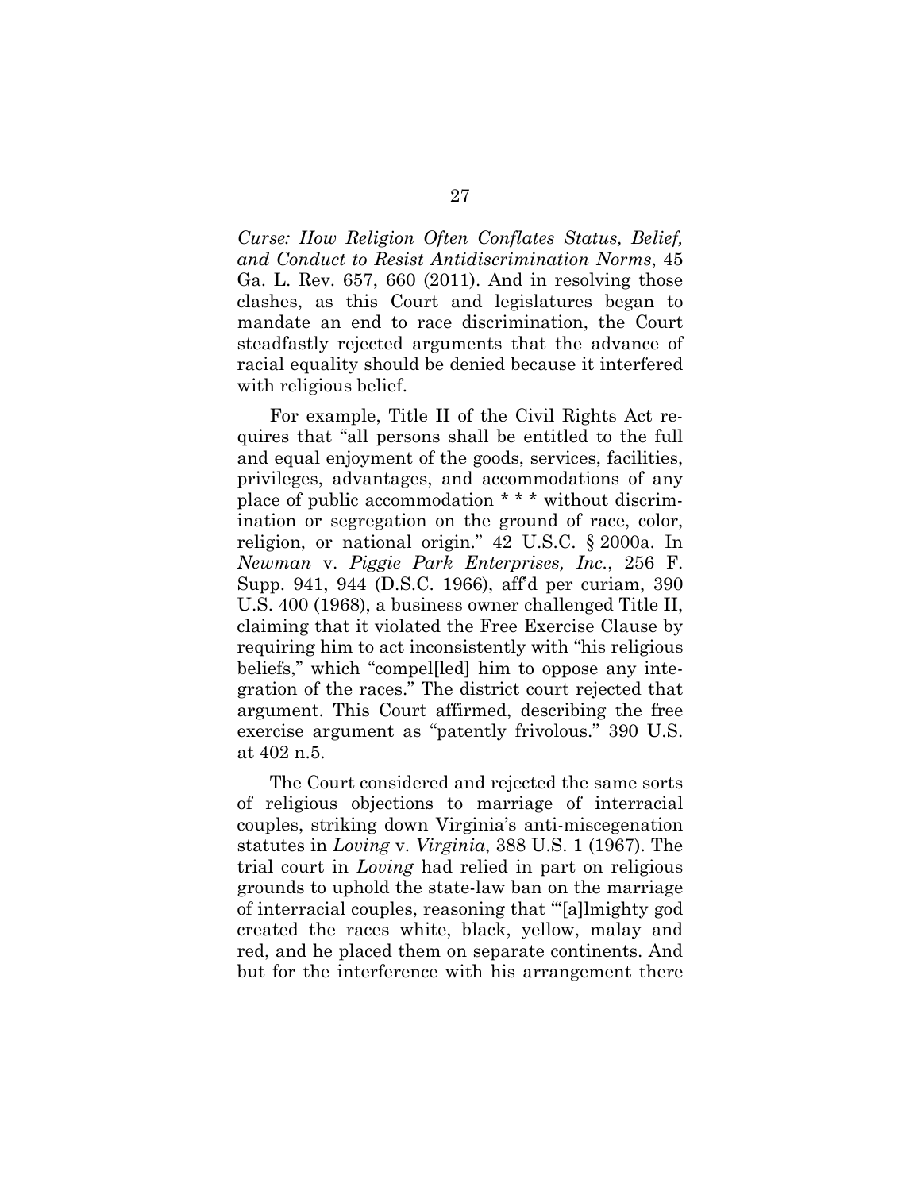*Curse: How Religion Often Conflates Status, Belief, and Conduct to Resist Antidiscrimination Norms*, 45 Ga. L. Rev. 657, 660 (2011). And in resolving those clashes, as this Court and legislatures began to mandate an end to race discrimination, the Court steadfastly rejected arguments that the advance of racial equality should be denied because it interfered with religious belief.

For example, Title II of the Civil Rights Act requires that "all persons shall be entitled to the full and equal enjoyment of the goods, services, facilities, privileges, advantages, and accommodations of any place of public accommodation * * * without discrimination or segregation on the ground of race, color, religion, or national origin." 42 U.S.C. § 2000a. In *Newman* v. *Piggie Park Enterprises, Inc.*, 256 F. Supp. 941, 944 (D.S.C. 1966), aff'd per curiam, 390 U.S. 400 (1968), a business owner challenged Title II, claiming that it violated the Free Exercise Clause by requiring him to act inconsistently with "his religious beliefs," which "compel[led] him to oppose any integration of the races." The district court rejected that argument. This Court affirmed, describing the free exercise argument as "patently frivolous." 390 U.S. at 402 n.5.

The Court considered and rejected the same sorts of religious objections to marriage of interracial couples, striking down Virginia's anti-miscegenation statutes in *Loving* v. *Virginia*, 388 U.S. 1 (1967). The trial court in *Loving* had relied in part on religious grounds to uphold the state-law ban on the marriage of interracial couples, reasoning that "'[a]lmighty god created the races white, black, yellow, malay and red, and he placed them on separate continents. And but for the interference with his arrangement there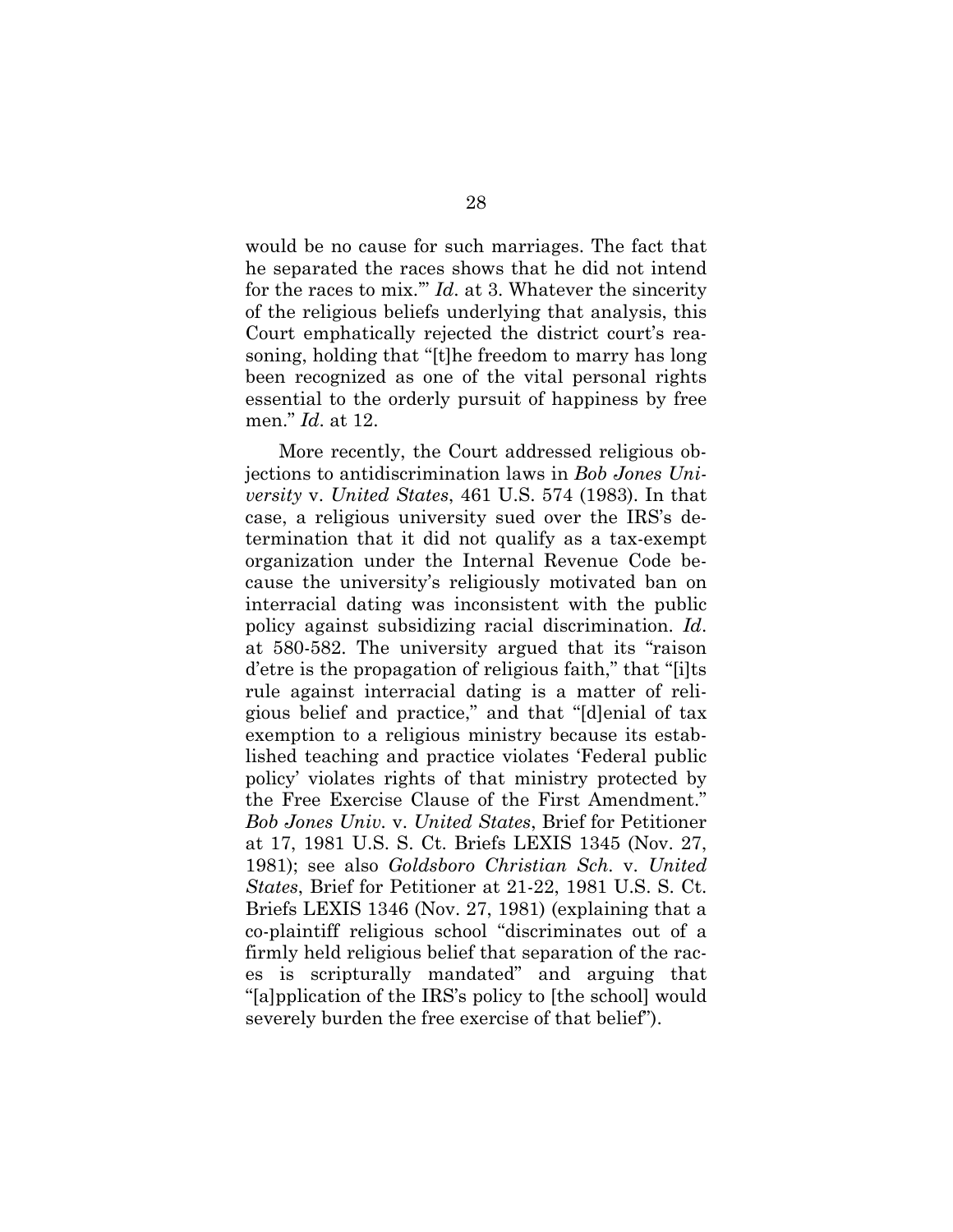would be no cause for such marriages. The fact that he separated the races shows that he did not intend for the races to mix.'" *Id*. at 3. Whatever the sincerity of the religious beliefs underlying that analysis, this Court emphatically rejected the district court's reasoning, holding that "[t]he freedom to marry has long been recognized as one of the vital personal rights essential to the orderly pursuit of happiness by free men." *Id*. at 12.

More recently, the Court addressed religious objections to antidiscrimination laws in *Bob Jones University* v. *United States*, 461 U.S. 574 (1983). In that case, a religious university sued over the IRS's determination that it did not qualify as a tax-exempt organization under the Internal Revenue Code because the university's religiously motivated ban on interracial dating was inconsistent with the public policy against subsidizing racial discrimination. *Id*. at 580-582. The university argued that its "raison d'etre is the propagation of religious faith," that "[i]ts rule against interracial dating is a matter of religious belief and practice," and that "[d]enial of tax exemption to a religious ministry because its established teaching and practice violates 'Federal public policy' violates rights of that ministry protected by the Free Exercise Clause of the First Amendment." *Bob Jones Univ.* v. *United States*, Brief for Petitioner at 17, 1981 U.S. S. Ct. Briefs LEXIS 1345 (Nov. 27, 1981); see also *Goldsboro Christian Sch.* v. *United States*, Brief for Petitioner at 21-22, 1981 U.S. S. Ct. Briefs LEXIS 1346 (Nov. 27, 1981) (explaining that a co-plaintiff religious school "discriminates out of a firmly held religious belief that separation of the races is scripturally mandated" and arguing that "[a]pplication of the IRS's policy to [the school] would severely burden the free exercise of that belief").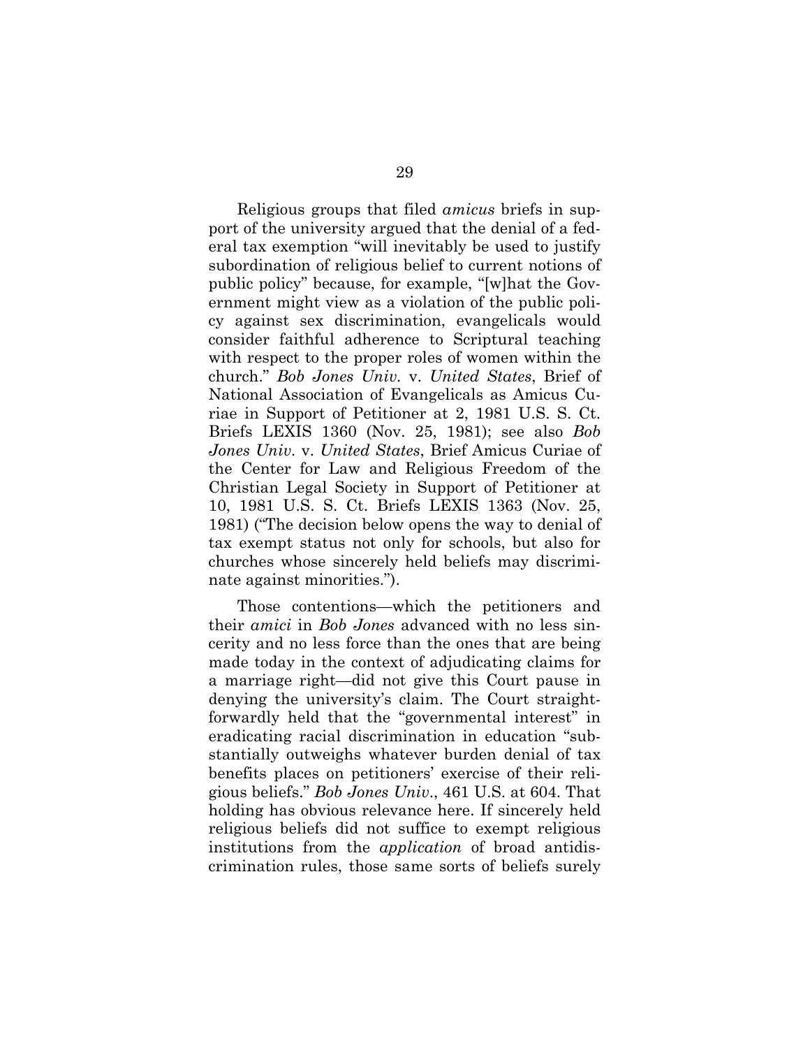Religious groups that filed *amicus* briefs in support of the university argued that the denial of a federal tax exemption "will inevitably be used to justify subordination of religious belief to current notions of public policy" because, for example, "[w]hat the Government might view as a violation of the public policy against sex discrimination, evangelicals would consider faithful adherence to Scriptural teaching with respect to the proper roles of women within the church." *Bob Jones Univ.* v. *United States*, Brief of National Association of Evangelicals as Amicus Curiae in Support of Petitioner at 2, 1981 U.S. S. Ct. Briefs LEXIS 1360 (Nov. 25, 1981); see also *Bob Jones Univ.* v. *United States*, Brief Amicus Curiae of the Center for Law and Religious Freedom of the Christian Legal Society in Support of Petitioner at 10, 1981 U.S. S. Ct. Briefs LEXIS 1363 (Nov. 25, 1981) ("The decision below opens the way to denial of tax exempt status not only for schools, but also for churches whose sincerely held beliefs may discriminate against minorities.").

Those contentions—which the petitioners and their *amici* in *Bob Jones* advanced with no less sincerity and no less force than the ones that are being made today in the context of adjudicating claims for a marriage right—did not give this Court pause in denying the university's claim. The Court straightforwardly held that the "governmental interest" in eradicating racial discrimination in education "substantially outweighs whatever burden denial of tax benefits places on petitioners' exercise of their religious beliefs." *Bob Jones Univ.*, 461 U.S. at 604. That holding has obvious relevance here. If sincerely held religious beliefs did not suffice to exempt religious institutions from the *application* of broad antidiscrimination rules, those same sorts of beliefs surely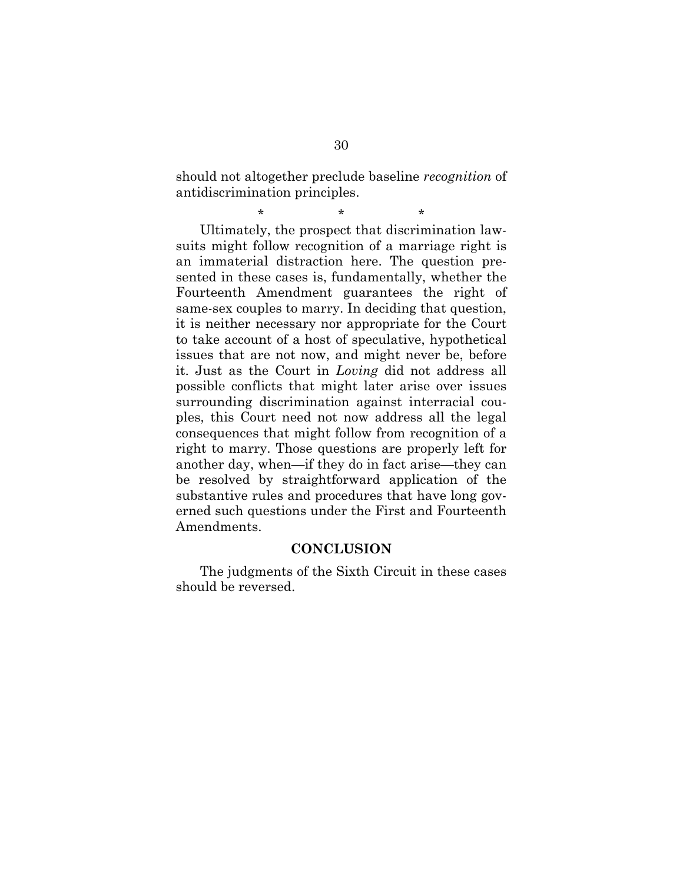should not altogether preclude baseline *recognition* of antidiscrimination principles.

\* \* \*

Ultimately, the prospect that discrimination lawsuits might follow recognition of a marriage right is an immaterial distraction here. The question presented in these cases is, fundamentally, whether the Fourteenth Amendment guarantees the right of same-sex couples to marry. In deciding that question, it is neither necessary nor appropriate for the Court to take account of a host of speculative, hypothetical issues that are not now, and might never be, before it. Just as the Court in *Loving* did not address all possible conflicts that might later arise over issues surrounding discrimination against interracial couples, this Court need not now address all the legal consequences that might follow from recognition of a right to marry. Those questions are properly left for another day, when—if they do in fact arise—they can be resolved by straightforward application of the substantive rules and procedures that have long governed such questions under the First and Fourteenth Amendments.

## CONCLUSION

The judgments of the Sixth Circuit in these cases should be reversed.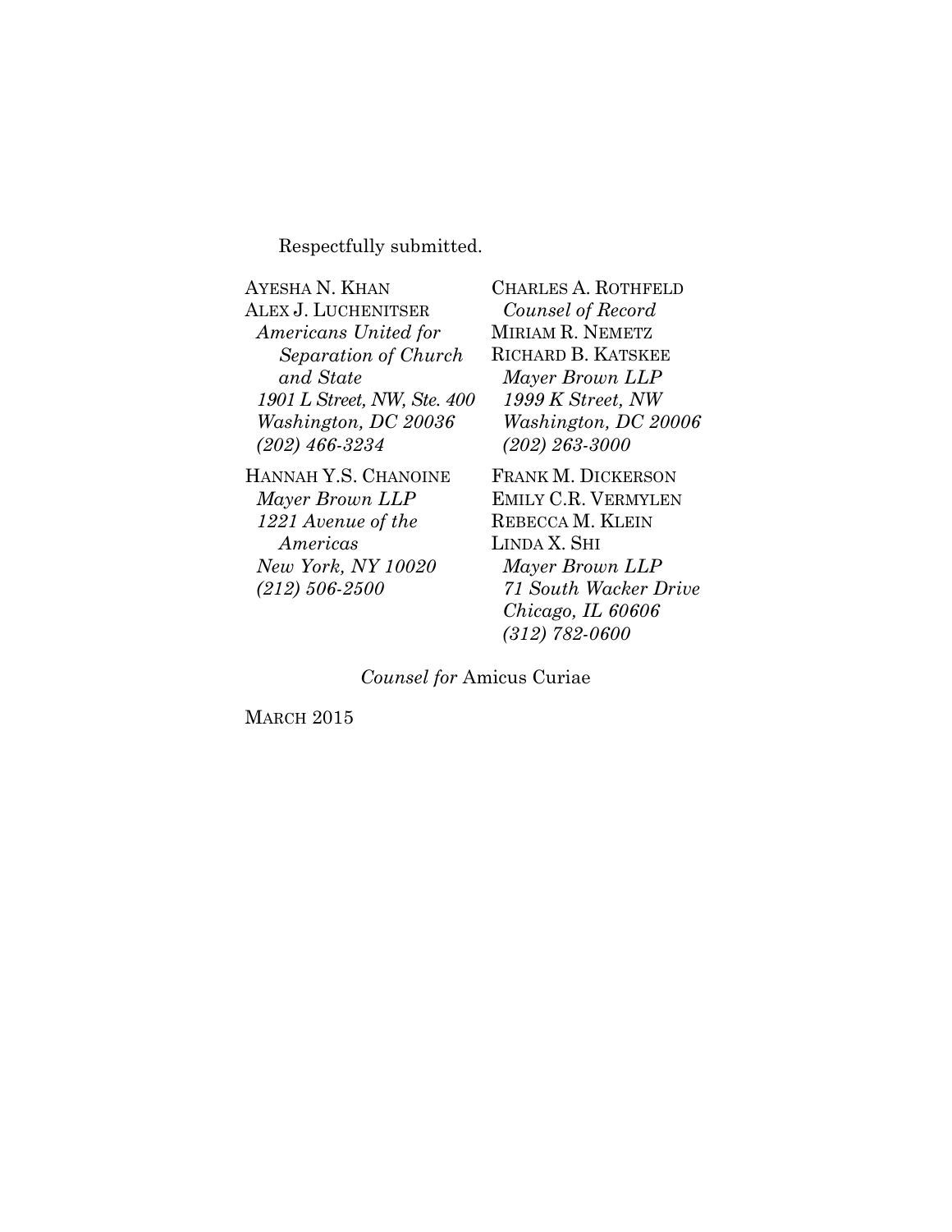Respectfully submitted.

AYESHA N. KHAN
ALEX J. LUCHENITSER
*Americans United for Separation of Church and State*
*1901 L Street, NW, Ste. 400*
*Washington, DC 20036*
*(202) 466-3234*

HANNAH Y.S. CHANOINE
*Mayer Brown LLP*
*1221 Avenue of the Americas*
*New York, NY 10020*
*(212) 506-2500*

CHARLES A. ROTHFELD
*Counsel of Record*
MIRIAM R. NEMETZ
RICHARD B. KATSKEE
*Mayer Brown LLP*
*1999 K Street, NW*
*Washington, DC 20006*
*(202) 263-3000*

FRANK M. DICKERSON
EMILY C.R. VERMYLEN
REBECCA M. KLEIN
LINDA X. SHI
*Mayer Brown LLP*
*71 South Wacker Drive*
*Chicago, IL 60606*
*(312) 782-0600*

*Counsel for* Amicus Curiae

MARCH 2015